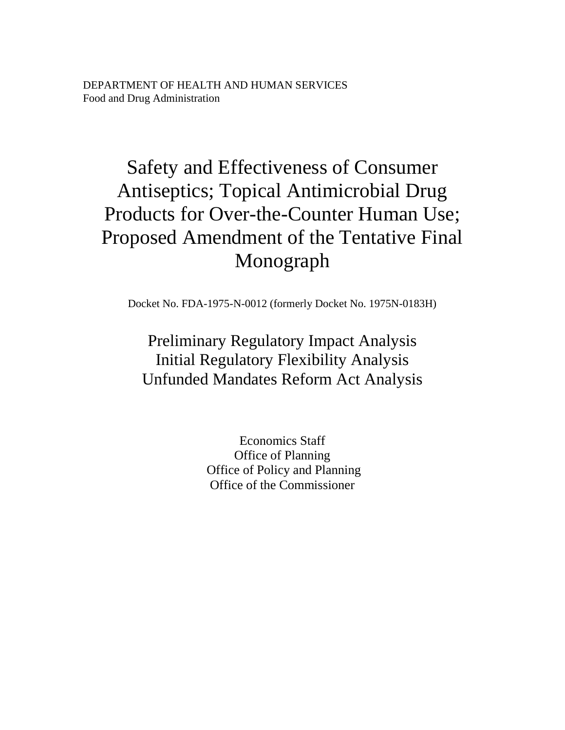DEPARTMENT OF HEALTH AND HUMAN SERVICES
Food and Drug Administration

# Safety and Effectiveness of Consumer Antiseptics; Topical Antimicrobial Drug Products for Over-the-Counter Human Use; Proposed Amendment of the Tentative Final Monograph

Docket No. FDA-1975-N-0012 (formerly Docket No. 1975N-0183H)

## Preliminary Regulatory Impact Analysis
## Initial Regulatory Flexibility Analysis
## Unfunded Mandates Reform Act Analysis

Economics Staff
Office of Planning
Office of Policy and Planning
Office of the Commissioner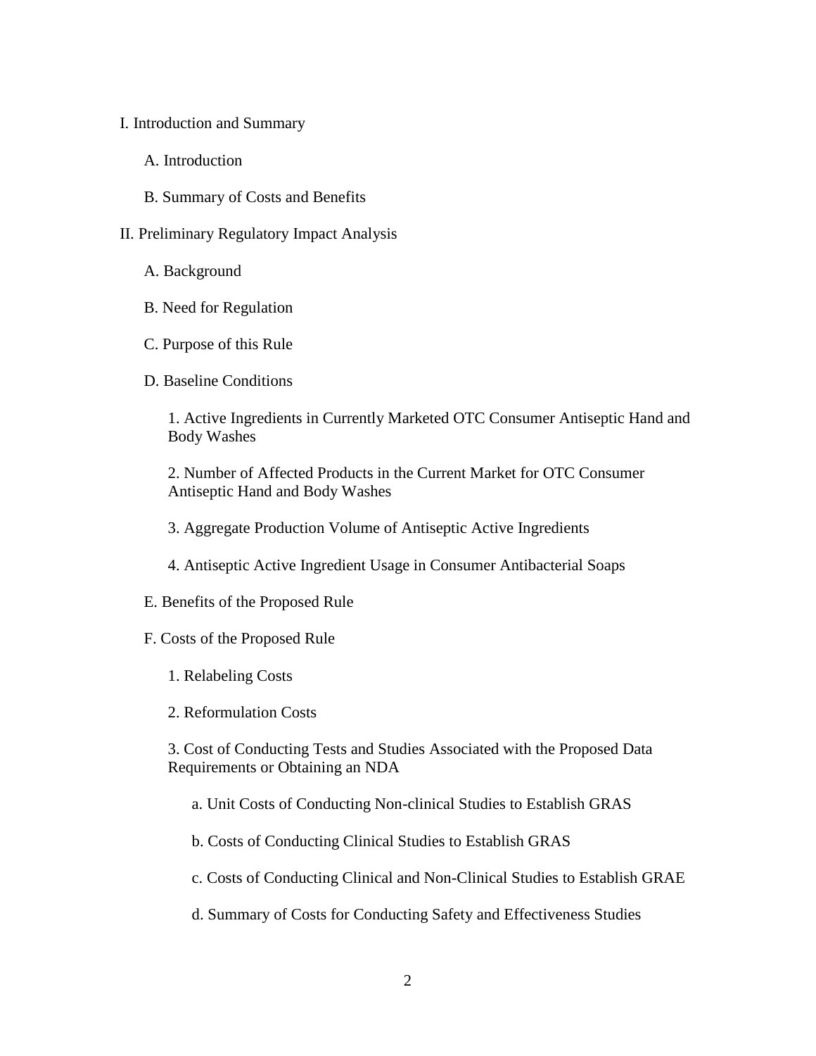I. Introduction and Summary

  A. Introduction

  B. Summary of Costs and Benefits

II. Preliminary Regulatory Impact Analysis

  A. Background

  B. Need for Regulation

  C. Purpose of this Rule

  D. Baseline Conditions

    1. Active Ingredients in Currently Marketed OTC Consumer Antiseptic Hand and Body Washes

    2. Number of Affected Products in the Current Market for OTC Consumer Antiseptic Hand and Body Washes

    3. Aggregate Production Volume of Antiseptic Active Ingredients

    4. Antiseptic Active Ingredient Usage in Consumer Antibacterial Soaps

  E. Benefits of the Proposed Rule

  F. Costs of the Proposed Rule

    1. Relabeling Costs

    2. Reformulation Costs

    3. Cost of Conducting Tests and Studies Associated with the Proposed Data Requirements or Obtaining an NDA

      a. Unit Costs of Conducting Non-clinical Studies to Establish GRAS

      b. Costs of Conducting Clinical Studies to Establish GRAS

      c. Costs of Conducting Clinical and Non-Clinical Studies to Establish GRAE

      d. Summary of Costs for Conducting Safety and Effectiveness Studies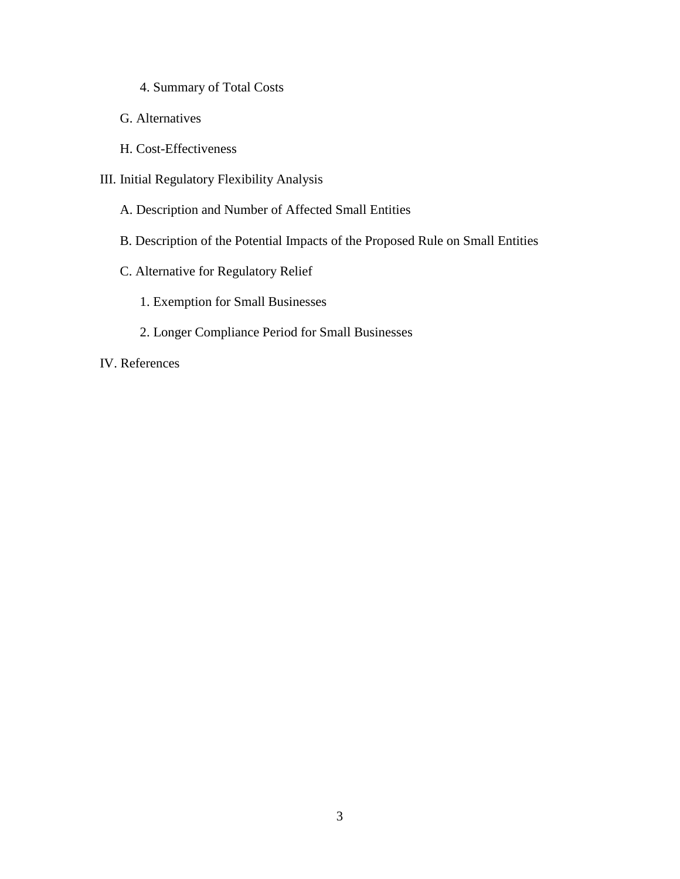4. Summary of Total Costs

G. Alternatives

H. Cost-Effectiveness

III. Initial Regulatory Flexibility Analysis

A. Description and Number of Affected Small Entities

B. Description of the Potential Impacts of the Proposed Rule on Small Entities

C. Alternative for Regulatory Relief

1. Exemption for Small Businesses

2. Longer Compliance Period for Small Businesses

IV. References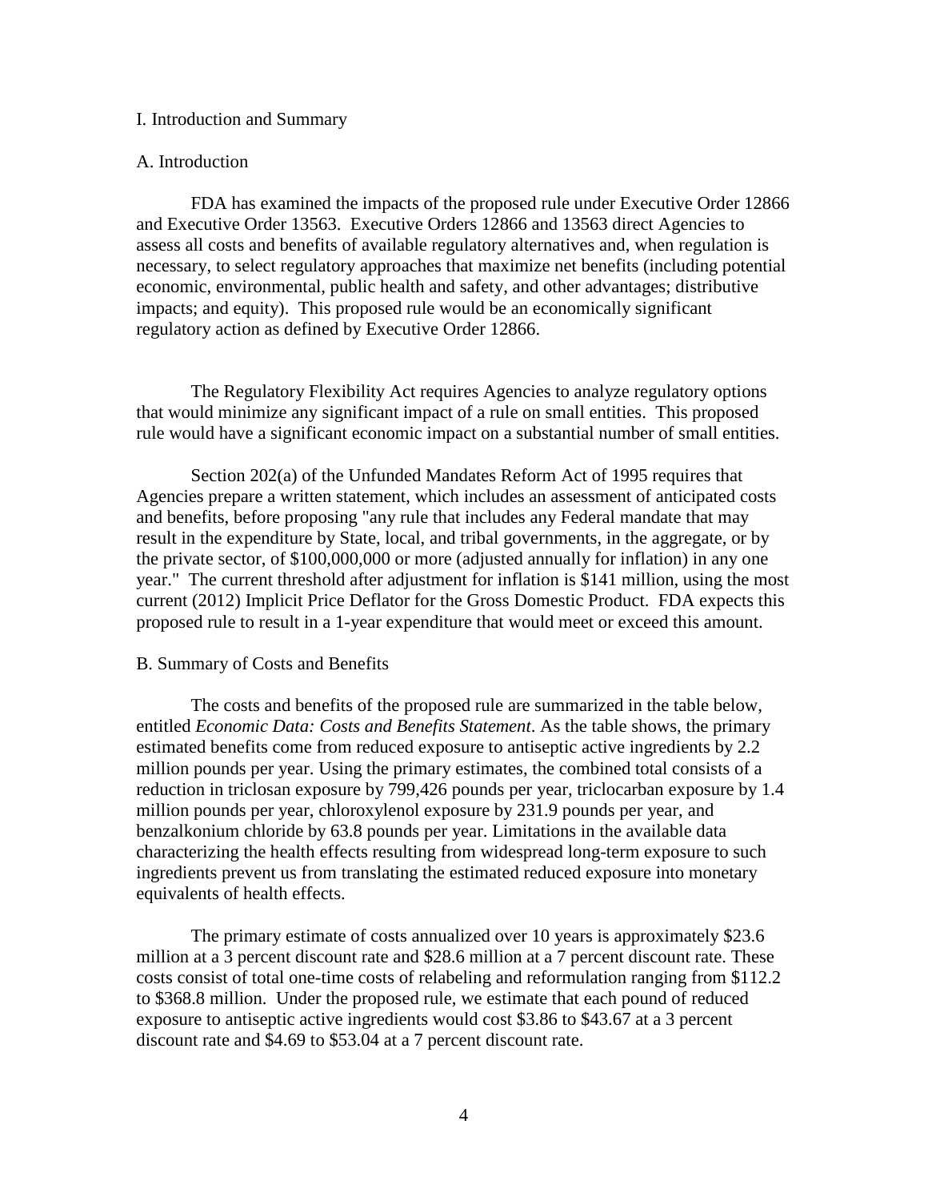## I. Introduction and Summary

### A. Introduction

FDA has examined the impacts of the proposed rule under Executive Order 12866 and Executive Order 13563. Executive Orders 12866 and 13563 direct Agencies to assess all costs and benefits of available regulatory alternatives and, when regulation is necessary, to select regulatory approaches that maximize net benefits (including potential economic, environmental, public health and safety, and other advantages; distributive impacts; and equity). This proposed rule would be an economically significant regulatory action as defined by Executive Order 12866.

The Regulatory Flexibility Act requires Agencies to analyze regulatory options that would minimize any significant impact of a rule on small entities. This proposed rule would have a significant economic impact on a substantial number of small entities.

Section 202(a) of the Unfunded Mandates Reform Act of 1995 requires that Agencies prepare a written statement, which includes an assessment of anticipated costs and benefits, before proposing "any rule that includes any Federal mandate that may result in the expenditure by State, local, and tribal governments, in the aggregate, or by the private sector, of $100,000,000 or more (adjusted annually for inflation) in any one year." The current threshold after adjustment for inflation is $141 million, using the most current (2012) Implicit Price Deflator for the Gross Domestic Product. FDA expects this proposed rule to result in a 1-year expenditure that would meet or exceed this amount.

### B. Summary of Costs and Benefits

The costs and benefits of the proposed rule are summarized in the table below, entitled *Economic Data: Costs and Benefits Statement*. As the table shows, the primary estimated benefits come from reduced exposure to antiseptic active ingredients by 2.2 million pounds per year. Using the primary estimates, the combined total consists of a reduction in triclosan exposure by 799,426 pounds per year, triclocarban exposure by 1.4 million pounds per year, chloroxylenol exposure by 231.9 pounds per year, and benzalkonium chloride by 63.8 pounds per year. Limitations in the available data characterizing the health effects resulting from widespread long-term exposure to such ingredients prevent us from translating the estimated reduced exposure into monetary equivalents of health effects.

The primary estimate of costs annualized over 10 years is approximately $23.6 million at a 3 percent discount rate and $28.6 million at a 7 percent discount rate. These costs consist of total one-time costs of relabeling and reformulation ranging from $112.2 to $368.8 million. Under the proposed rule, we estimate that each pound of reduced exposure to antiseptic active ingredients would cost $3.86 to $43.67 at a 3 percent discount rate and $4.69 to $53.04 at a 7 percent discount rate.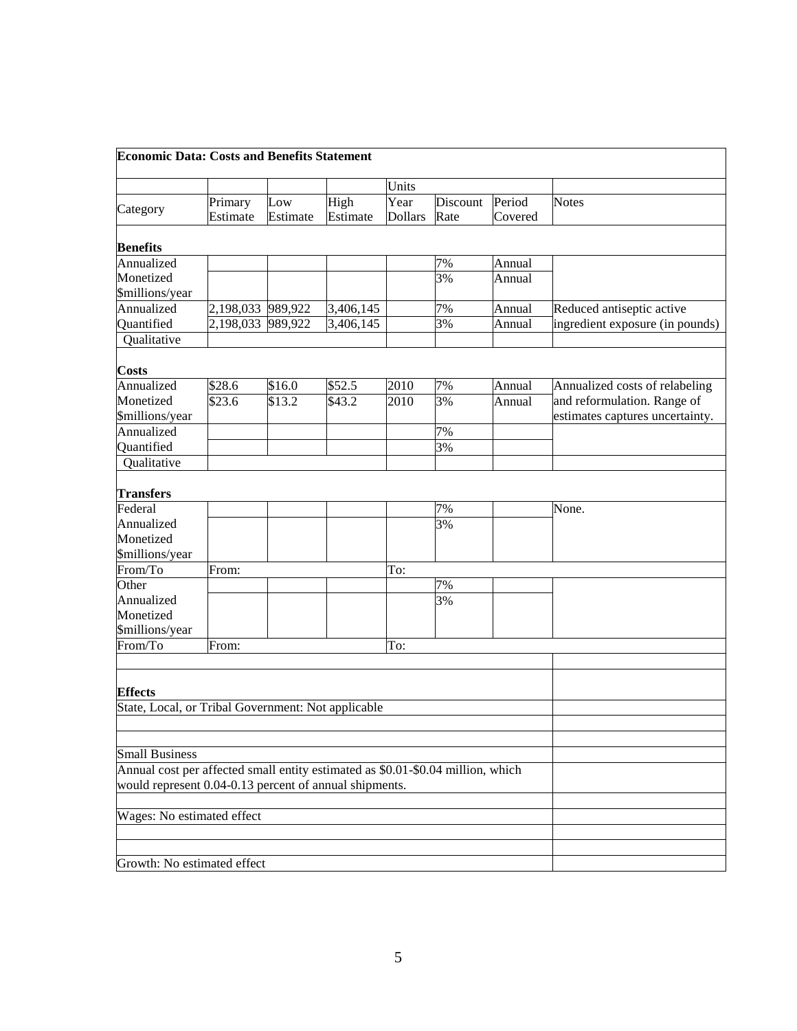| **Economic Data: Costs and Benefits Statement** | | | | | | | |
|---|---|---|---|---|---|---|---|
| | | | | Units | | | |
| Category | Primary Estimate | Low Estimate | High Estimate | Year Dollars | Discount Rate | Period Covered | Notes |
| **Benefits** | | | | | | | |
| Annualized Monetized $millions/year | | | | | 7% | Annual | |
| | | | | | 3% | Annual | |
| Annualized Quantified | 2,198,033 | 989,922 | 3,406,145 | | 7% | Annual | Reduced antiseptic active ingredient exposure (in pounds) |
| | 2,198,033 | 989,922 | 3,406,145 | | 3% | Annual | |
| Qualitative | | | | | | | |
| **Costs** | | | | | | | |
| Annualized Monetized $millions/year | $28.6 | $16.0 | $52.5 | 2010 | 7% | Annual | Annualized costs of relabeling and reformulation. Range of estimates captures uncertainty. |
| | $23.6 | $13.2 | $43.2 | 2010 | 3% | Annual | |
| Annualized Quantified | | | | | 7% | | |
| | | | | | 3% | | |
| Qualitative | | | | | | | |
| **Transfers** | | | | | | | |
| Federal Annualized Monetized $millions/year | | | | | 7% | | None. |
| | | | | | 3% | | |
| From/To | From: | | | To: | | | |
| Other Annualized Monetized $millions/year | | | | | 7% | | |
| | | | | | 3% | | |
| From/To | From: | | | To: | | | |
| **Effects** | | | | | | | |
| State, Local, or Tribal Government: Not applicable | | | | | | | |
| Small Business | | | | | | | |
| Annual cost per affected small entity estimated as $0.01-$0.04 million, which would represent 0.04-0.13 percent of annual shipments. | | | | | | | |
| Wages: No estimated effect | | | | | | | |
| Growth: No estimated effect | | | | | | | |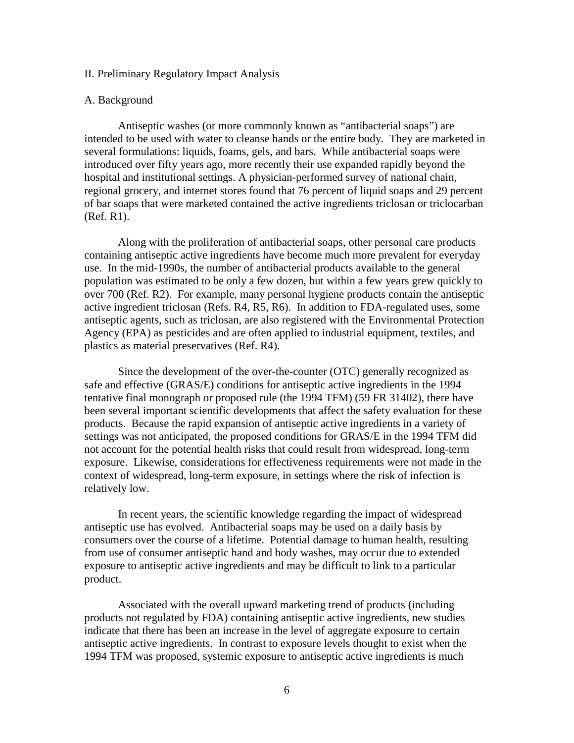## II. Preliminary Regulatory Impact Analysis

### A. Background

Antiseptic washes (or more commonly known as "antibacterial soaps") are intended to be used with water to cleanse hands or the entire body. They are marketed in several formulations: liquids, foams, gels, and bars. While antibacterial soaps were introduced over fifty years ago, more recently their use expanded rapidly beyond the hospital and institutional settings. A physician-performed survey of national chain, regional grocery, and internet stores found that 76 percent of liquid soaps and 29 percent of bar soaps that were marketed contained the active ingredients triclosan or triclocarban (Ref. R1).

Along with the proliferation of antibacterial soaps, other personal care products containing antiseptic active ingredients have become much more prevalent for everyday use. In the mid-1990s, the number of antibacterial products available to the general population was estimated to be only a few dozen, but within a few years grew quickly to over 700 (Ref. R2). For example, many personal hygiene products contain the antiseptic active ingredient triclosan (Refs. R4, R5, R6). In addition to FDA-regulated uses, some antiseptic agents, such as triclosan, are also registered with the Environmental Protection Agency (EPA) as pesticides and are often applied to industrial equipment, textiles, and plastics as material preservatives (Ref. R4).

Since the development of the over-the-counter (OTC) generally recognized as safe and effective (GRAS/E) conditions for antiseptic active ingredients in the 1994 tentative final monograph or proposed rule (the 1994 TFM) (59 FR 31402), there have been several important scientific developments that affect the safety evaluation for these products. Because the rapid expansion of antiseptic active ingredients in a variety of settings was not anticipated, the proposed conditions for GRAS/E in the 1994 TFM did not account for the potential health risks that could result from widespread, long-term exposure. Likewise, considerations for effectiveness requirements were not made in the context of widespread, long-term exposure, in settings where the risk of infection is relatively low.

In recent years, the scientific knowledge regarding the impact of widespread antiseptic use has evolved. Antibacterial soaps may be used on a daily basis by consumers over the course of a lifetime. Potential damage to human health, resulting from use of consumer antiseptic hand and body washes, may occur due to extended exposure to antiseptic active ingredients and may be difficult to link to a particular product.

Associated with the overall upward marketing trend of products (including products not regulated by FDA) containing antiseptic active ingredients, new studies indicate that there has been an increase in the level of aggregate exposure to certain antiseptic active ingredients. In contrast to exposure levels thought to exist when the 1994 TFM was proposed, systemic exposure to antiseptic active ingredients is much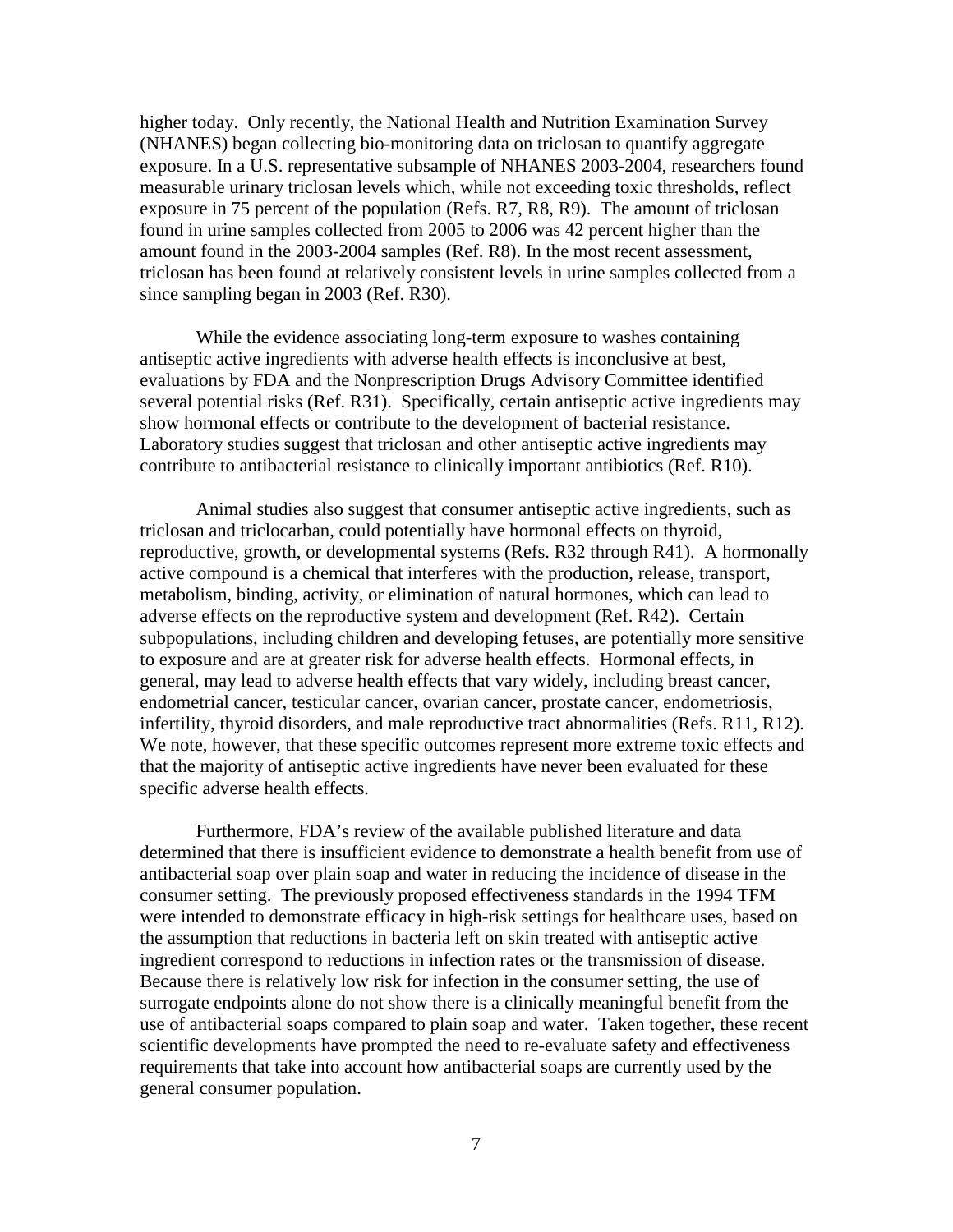higher today. Only recently, the National Health and Nutrition Examination Survey (NHANES) began collecting bio-monitoring data on triclosan to quantify aggregate exposure. In a U.S. representative subsample of NHANES 2003-2004, researchers found measurable urinary triclosan levels which, while not exceeding toxic thresholds, reflect exposure in 75 percent of the population (Refs. R7, R8, R9). The amount of triclosan found in urine samples collected from 2005 to 2006 was 42 percent higher than the amount found in the 2003-2004 samples (Ref. R8). In the most recent assessment, triclosan has been found at relatively consistent levels in urine samples collected from a since sampling began in 2003 (Ref. R30).

While the evidence associating long-term exposure to washes containing antiseptic active ingredients with adverse health effects is inconclusive at best, evaluations by FDA and the Nonprescription Drugs Advisory Committee identified several potential risks (Ref. R31). Specifically, certain antiseptic active ingredients may show hormonal effects or contribute to the development of bacterial resistance. Laboratory studies suggest that triclosan and other antiseptic active ingredients may contribute to antibacterial resistance to clinically important antibiotics (Ref. R10).

Animal studies also suggest that consumer antiseptic active ingredients, such as triclosan and triclocarban, could potentially have hormonal effects on thyroid, reproductive, growth, or developmental systems (Refs. R32 through R41). A hormonally active compound is a chemical that interferes with the production, release, transport, metabolism, binding, activity, or elimination of natural hormones, which can lead to adverse effects on the reproductive system and development (Ref. R42). Certain subpopulations, including children and developing fetuses, are potentially more sensitive to exposure and are at greater risk for adverse health effects. Hormonal effects, in general, may lead to adverse health effects that vary widely, including breast cancer, endometrial cancer, testicular cancer, ovarian cancer, prostate cancer, endometriosis, infertility, thyroid disorders, and male reproductive tract abnormalities (Refs. R11, R12). We note, however, that these specific outcomes represent more extreme toxic effects and that the majority of antiseptic active ingredients have never been evaluated for these specific adverse health effects.

Furthermore, FDA's review of the available published literature and data determined that there is insufficient evidence to demonstrate a health benefit from use of antibacterial soap over plain soap and water in reducing the incidence of disease in the consumer setting. The previously proposed effectiveness standards in the 1994 TFM were intended to demonstrate efficacy in high-risk settings for healthcare uses, based on the assumption that reductions in bacteria left on skin treated with antiseptic active ingredient correspond to reductions in infection rates or the transmission of disease. Because there is relatively low risk for infection in the consumer setting, the use of surrogate endpoints alone do not show there is a clinically meaningful benefit from the use of antibacterial soaps compared to plain soap and water. Taken together, these recent scientific developments have prompted the need to re-evaluate safety and effectiveness requirements that take into account how antibacterial soaps are currently used by the general consumer population.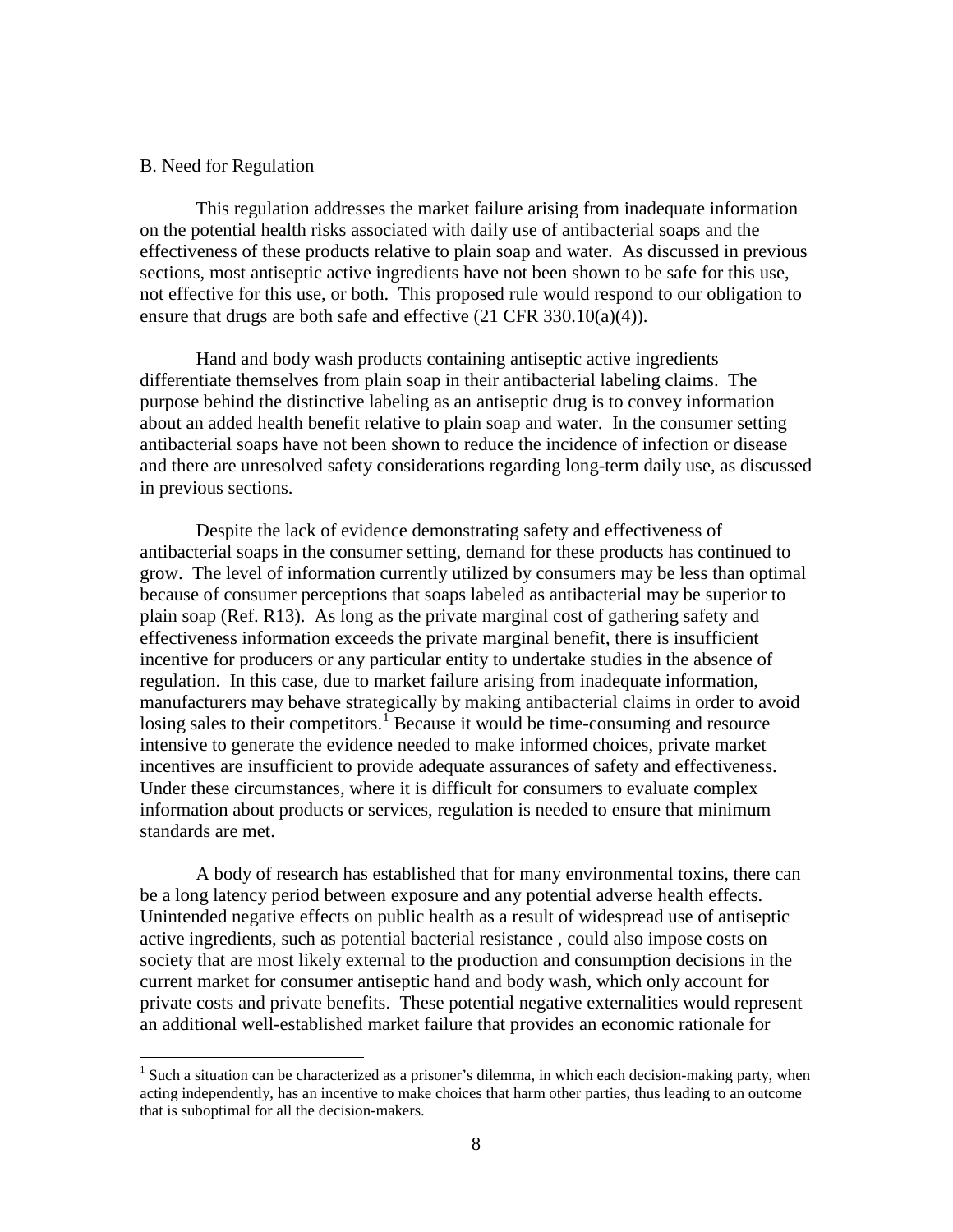B. Need for Regulation

This regulation addresses the market failure arising from inadequate information on the potential health risks associated with daily use of antibacterial soaps and the effectiveness of these products relative to plain soap and water. As discussed in previous sections, most antiseptic active ingredients have not been shown to be safe for this use, not effective for this use, or both. This proposed rule would respond to our obligation to ensure that drugs are both safe and effective (21 CFR 330.10(a)(4)).

Hand and body wash products containing antiseptic active ingredients differentiate themselves from plain soap in their antibacterial labeling claims. The purpose behind the distinctive labeling as an antiseptic drug is to convey information about an added health benefit relative to plain soap and water. In the consumer setting antibacterial soaps have not been shown to reduce the incidence of infection or disease and there are unresolved safety considerations regarding long-term daily use, as discussed in previous sections.

Despite the lack of evidence demonstrating safety and effectiveness of antibacterial soaps in the consumer setting, demand for these products has continued to grow. The level of information currently utilized by consumers may be less than optimal because of consumer perceptions that soaps labeled as antibacterial may be superior to plain soap (Ref. R13). As long as the private marginal cost of gathering safety and effectiveness information exceeds the private marginal benefit, there is insufficient incentive for producers or any particular entity to undertake studies in the absence of regulation. In this case, due to market failure arising from inadequate information, manufacturers may behave strategically by making antibacterial claims in order to avoid losing sales to their competitors.[1] Because it would be time-consuming and resource intensive to generate the evidence needed to make informed choices, private market incentives are insufficient to provide adequate assurances of safety and effectiveness. Under these circumstances, where it is difficult for consumers to evaluate complex information about products or services, regulation is needed to ensure that minimum standards are met.

A body of research has established that for many environmental toxins, there can be a long latency period between exposure and any potential adverse health effects. Unintended negative effects on public health as a result of widespread use of antiseptic active ingredients, such as potential bacterial resistance , could also impose costs on society that are most likely external to the production and consumption decisions in the current market for consumer antiseptic hand and body wash, which only account for private costs and private benefits. These potential negative externalities would represent an additional well-established market failure that provides an economic rationale for

[1] Such a situation can be characterized as a prisoner's dilemma, in which each decision-making party, when acting independently, has an incentive to make choices that harm other parties, thus leading to an outcome that is suboptimal for all the decision-makers.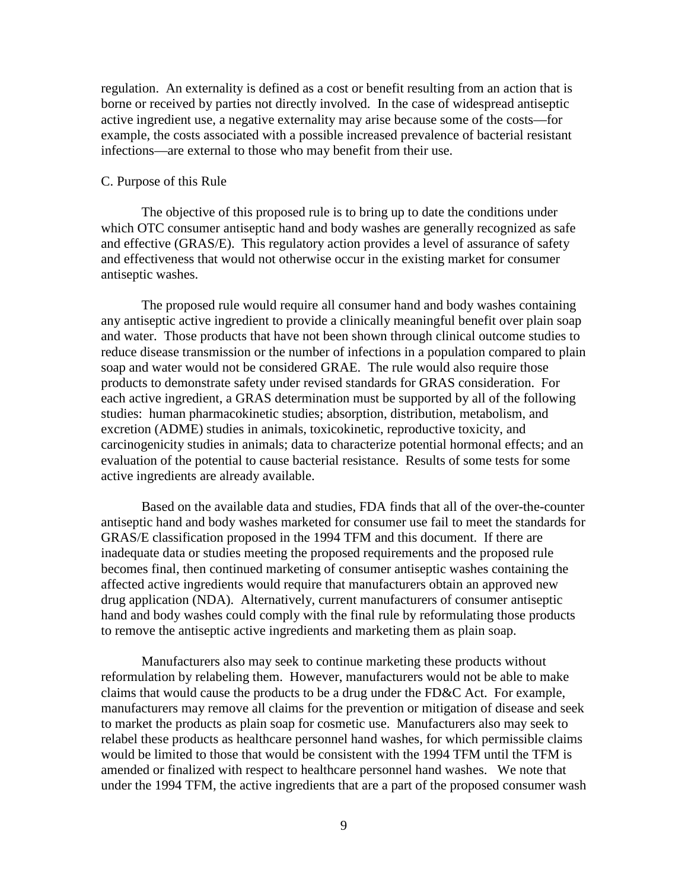regulation. An externality is defined as a cost or benefit resulting from an action that is borne or received by parties not directly involved. In the case of widespread antiseptic active ingredient use, a negative externality may arise because some of the costs—for example, the costs associated with a possible increased prevalence of bacterial resistant infections—are external to those who may benefit from their use.

C. Purpose of this Rule

The objective of this proposed rule is to bring up to date the conditions under which OTC consumer antiseptic hand and body washes are generally recognized as safe and effective (GRAS/E). This regulatory action provides a level of assurance of safety and effectiveness that would not otherwise occur in the existing market for consumer antiseptic washes.

The proposed rule would require all consumer hand and body washes containing any antiseptic active ingredient to provide a clinically meaningful benefit over plain soap and water. Those products that have not been shown through clinical outcome studies to reduce disease transmission or the number of infections in a population compared to plain soap and water would not be considered GRAE. The rule would also require those products to demonstrate safety under revised standards for GRAS consideration. For each active ingredient, a GRAS determination must be supported by all of the following studies: human pharmacokinetic studies; absorption, distribution, metabolism, and excretion (ADME) studies in animals, toxicokinetic, reproductive toxicity, and carcinogenicity studies in animals; data to characterize potential hormonal effects; and an evaluation of the potential to cause bacterial resistance. Results of some tests for some active ingredients are already available.

Based on the available data and studies, FDA finds that all of the over-the-counter antiseptic hand and body washes marketed for consumer use fail to meet the standards for GRAS/E classification proposed in the 1994 TFM and this document. If there are inadequate data or studies meeting the proposed requirements and the proposed rule becomes final, then continued marketing of consumer antiseptic washes containing the affected active ingredients would require that manufacturers obtain an approved new drug application (NDA). Alternatively, current manufacturers of consumer antiseptic hand and body washes could comply with the final rule by reformulating those products to remove the antiseptic active ingredients and marketing them as plain soap.

Manufacturers also may seek to continue marketing these products without reformulation by relabeling them. However, manufacturers would not be able to make claims that would cause the products to be a drug under the FD&C Act. For example, manufacturers may remove all claims for the prevention or mitigation of disease and seek to market the products as plain soap for cosmetic use. Manufacturers also may seek to relabel these products as healthcare personnel hand washes, for which permissible claims would be limited to those that would be consistent with the 1994 TFM until the TFM is amended or finalized with respect to healthcare personnel hand washes. We note that under the 1994 TFM, the active ingredients that are a part of the proposed consumer wash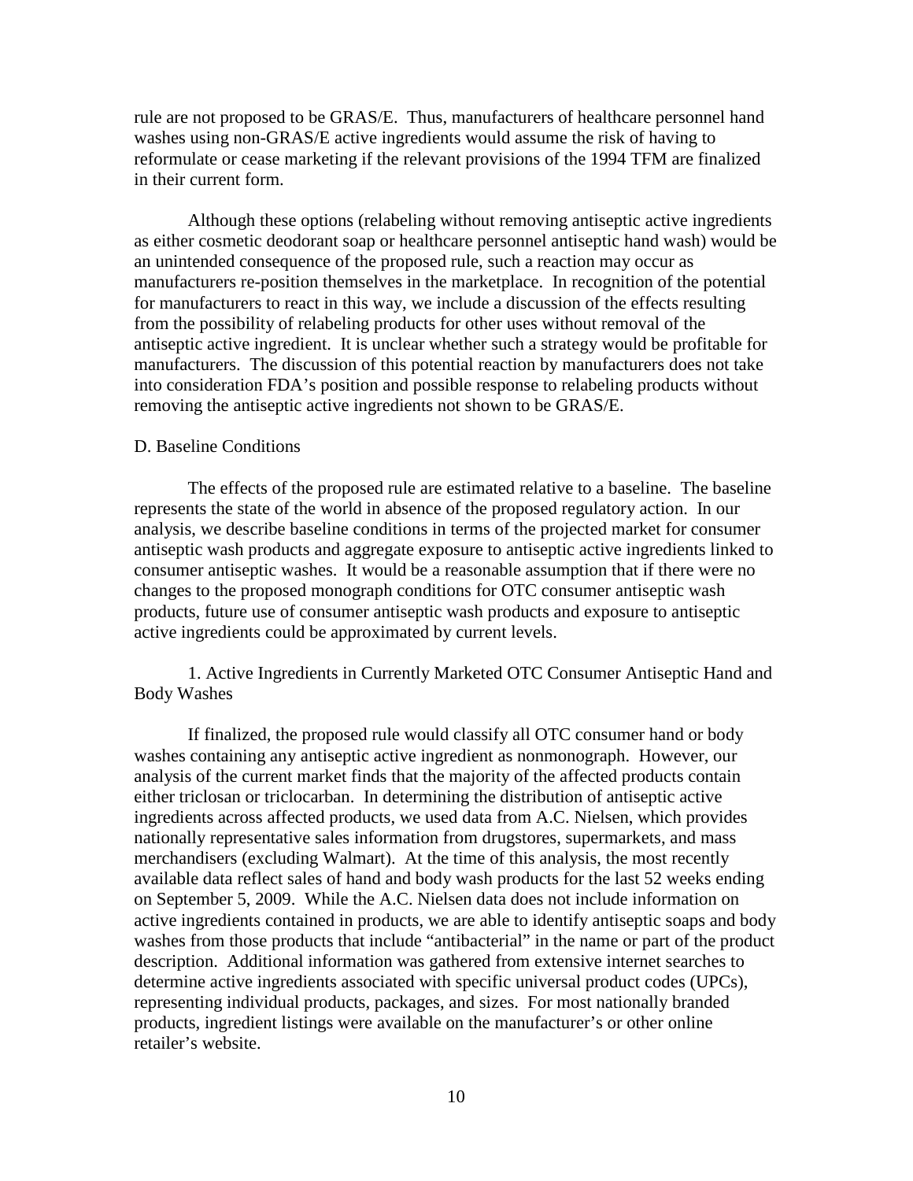rule are not proposed to be GRAS/E. Thus, manufacturers of healthcare personnel hand washes using non-GRAS/E active ingredients would assume the risk of having to reformulate or cease marketing if the relevant provisions of the 1994 TFM are finalized in their current form.

Although these options (relabeling without removing antiseptic active ingredients as either cosmetic deodorant soap or healthcare personnel antiseptic hand wash) would be an unintended consequence of the proposed rule, such a reaction may occur as manufacturers re-position themselves in the marketplace. In recognition of the potential for manufacturers to react in this way, we include a discussion of the effects resulting from the possibility of relabeling products for other uses without removal of the antiseptic active ingredient. It is unclear whether such a strategy would be profitable for manufacturers. The discussion of this potential reaction by manufacturers does not take into consideration FDA's position and possible response to relabeling products without removing the antiseptic active ingredients not shown to be GRAS/E.

## D. Baseline Conditions

The effects of the proposed rule are estimated relative to a baseline. The baseline represents the state of the world in absence of the proposed regulatory action. In our analysis, we describe baseline conditions in terms of the projected market for consumer antiseptic wash products and aggregate exposure to antiseptic active ingredients linked to consumer antiseptic washes. It would be a reasonable assumption that if there were no changes to the proposed monograph conditions for OTC consumer antiseptic wash products, future use of consumer antiseptic wash products and exposure to antiseptic active ingredients could be approximated by current levels.

### 1. Active Ingredients in Currently Marketed OTC Consumer Antiseptic Hand and Body Washes

If finalized, the proposed rule would classify all OTC consumer hand or body washes containing any antiseptic active ingredient as nonmonograph. However, our analysis of the current market finds that the majority of the affected products contain either triclosan or triclocarban. In determining the distribution of antiseptic active ingredients across affected products, we used data from A.C. Nielsen, which provides nationally representative sales information from drugstores, supermarkets, and mass merchandisers (excluding Walmart). At the time of this analysis, the most recently available data reflect sales of hand and body wash products for the last 52 weeks ending on September 5, 2009. While the A.C. Nielsen data does not include information on active ingredients contained in products, we are able to identify antiseptic soaps and body washes from those products that include "antibacterial" in the name or part of the product description. Additional information was gathered from extensive internet searches to determine active ingredients associated with specific universal product codes (UPCs), representing individual products, packages, and sizes. For most nationally branded products, ingredient listings were available on the manufacturer's or other online retailer's website.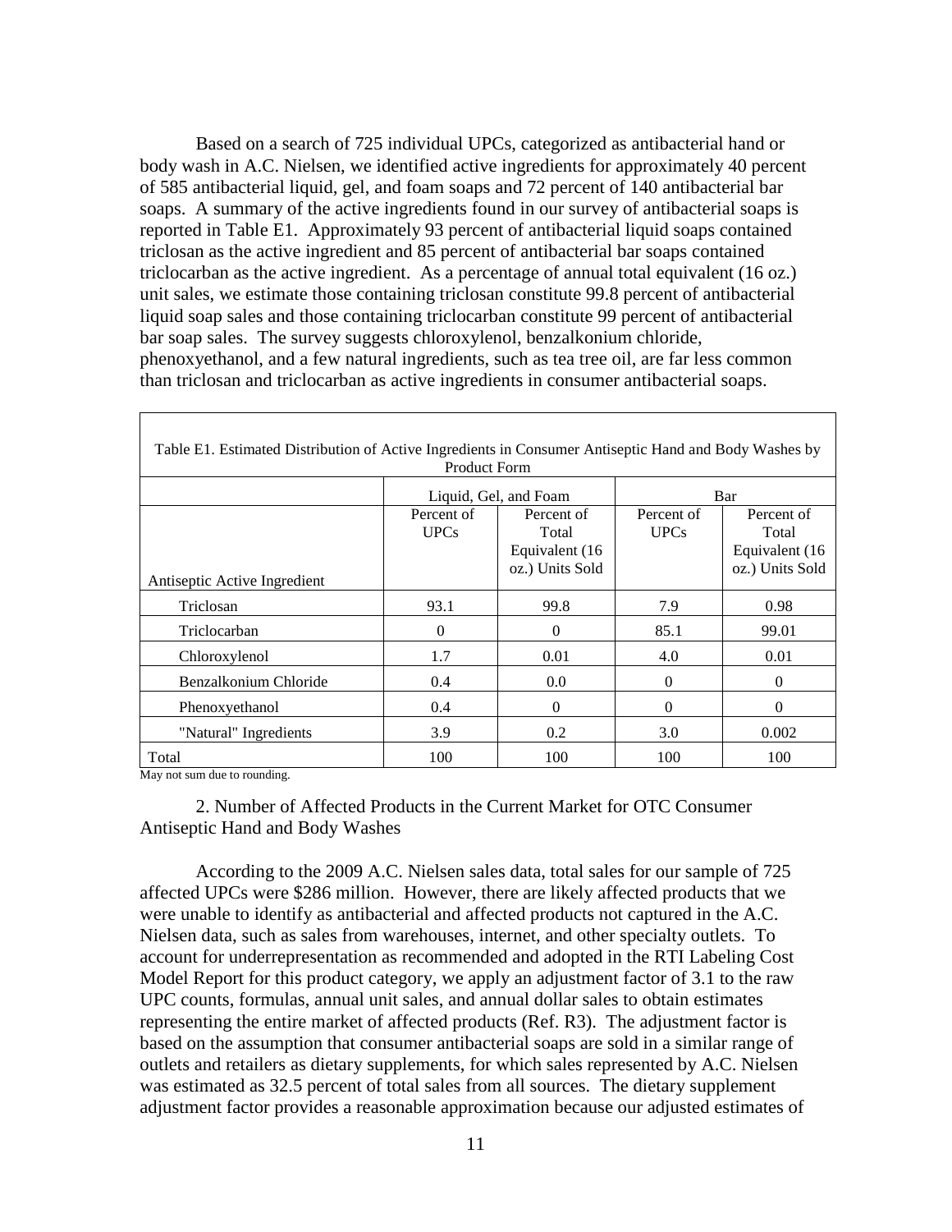Based on a search of 725 individual UPCs, categorized as antibacterial hand or body wash in A.C. Nielsen, we identified active ingredients for approximately 40 percent of 585 antibacterial liquid, gel, and foam soaps and 72 percent of 140 antibacterial bar soaps. A summary of the active ingredients found in our survey of antibacterial soaps is reported in Table E1. Approximately 93 percent of antibacterial liquid soaps contained triclosan as the active ingredient and 85 percent of antibacterial bar soaps contained triclocarban as the active ingredient. As a percentage of annual total equivalent (16 oz.) unit sales, we estimate those containing triclosan constitute 99.8 percent of antibacterial liquid soap sales and those containing triclocarban constitute 99 percent of antibacterial bar soap sales. The survey suggests chloroxylenol, benzalkonium chloride, phenoxyethanol, and a few natural ingredients, such as tea tree oil, are far less common than triclosan and triclocarban as active ingredients in consumer antibacterial soaps.

Table E1. Estimated Distribution of Active Ingredients in Consumer Antiseptic Hand and Body Washes by Product Form

| | Liquid, Gel, and Foam | | Bar | |
|---|---|---|---|---|
| Antiseptic Active Ingredient | Percent of UPCs | Percent of Total Equivalent (16 oz.) Units Sold | Percent of UPCs | Percent of Total Equivalent (16 oz.) Units Sold |
| Triclosan | 93.1 | 99.8 | 7.9 | 0.98 |
| Triclocarban | 0 | 0 | 85.1 | 99.01 |
| Chloroxylenol | 1.7 | 0.01 | 4.0 | 0.01 |
| Benzalkonium Chloride | 0.4 | 0.0 | 0 | 0 |
| Phenoxyethanol | 0.4 | 0 | 0 | 0 |
| "Natural" Ingredients | 3.9 | 0.2 | 3.0 | 0.002 |
| Total | 100 | 100 | 100 | 100 |

May not sum due to rounding.

2. Number of Affected Products in the Current Market for OTC Consumer Antiseptic Hand and Body Washes

According to the 2009 A.C. Nielsen sales data, total sales for our sample of 725 affected UPCs were $286 million. However, there are likely affected products that we were unable to identify as antibacterial and affected products not captured in the A.C. Nielsen data, such as sales from warehouses, internet, and other specialty outlets. To account for underrepresentation as recommended and adopted in the RTI Labeling Cost Model Report for this product category, we apply an adjustment factor of 3.1 to the raw UPC counts, formulas, annual unit sales, and annual dollar sales to obtain estimates representing the entire market of affected products (Ref. R3). The adjustment factor is based on the assumption that consumer antibacterial soaps are sold in a similar range of outlets and retailers as dietary supplements, for which sales represented by A.C. Nielsen was estimated as 32.5 percent of total sales from all sources. The dietary supplement adjustment factor provides a reasonable approximation because our adjusted estimates of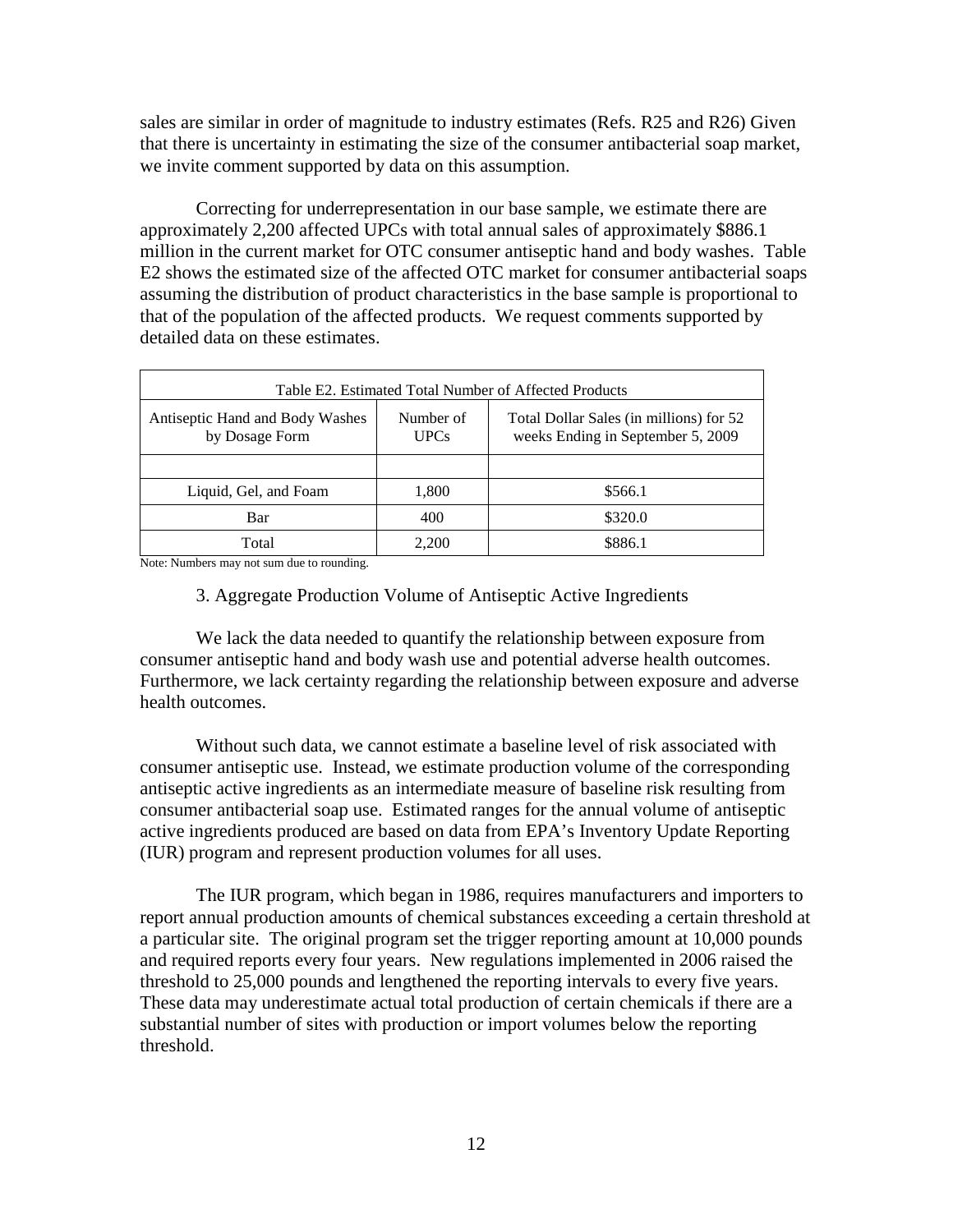sales are similar in order of magnitude to industry estimates (Refs. R25 and R26) Given that there is uncertainty in estimating the size of the consumer antibacterial soap market, we invite comment supported by data on this assumption.

Correcting for underrepresentation in our base sample, we estimate there are approximately 2,200 affected UPCs with total annual sales of approximately $886.1 million in the current market for OTC consumer antiseptic hand and body washes. Table E2 shows the estimated size of the affected OTC market for consumer antibacterial soaps assuming the distribution of product characteristics in the base sample is proportional to that of the population of the affected products. We request comments supported by detailed data on these estimates.

Table E2. Estimated Total Number of Affected Products

| Antiseptic Hand and Body Washes by Dosage Form | Number of UPCs | Total Dollar Sales (in millions) for 52 weeks Ending in September 5, 2009 |
|---|---|---|
| | | |
| Liquid, Gel, and Foam | 1,800 | $566.1 |
| Bar | 400 | $320.0 |
| Total | 2,200 | $886.1 |

Note: Numbers may not sum due to rounding.

3. Aggregate Production Volume of Antiseptic Active Ingredients

We lack the data needed to quantify the relationship between exposure from consumer antiseptic hand and body wash use and potential adverse health outcomes. Furthermore, we lack certainty regarding the relationship between exposure and adverse health outcomes.

Without such data, we cannot estimate a baseline level of risk associated with consumer antiseptic use. Instead, we estimate production volume of the corresponding antiseptic active ingredients as an intermediate measure of baseline risk resulting from consumer antibacterial soap use. Estimated ranges for the annual volume of antiseptic active ingredients produced are based on data from EPA's Inventory Update Reporting (IUR) program and represent production volumes for all uses.

The IUR program, which began in 1986, requires manufacturers and importers to report annual production amounts of chemical substances exceeding a certain threshold at a particular site. The original program set the trigger reporting amount at 10,000 pounds and required reports every four years. New regulations implemented in 2006 raised the threshold to 25,000 pounds and lengthened the reporting intervals to every five years. These data may underestimate actual total production of certain chemicals if there are a substantial number of sites with production or import volumes below the reporting threshold.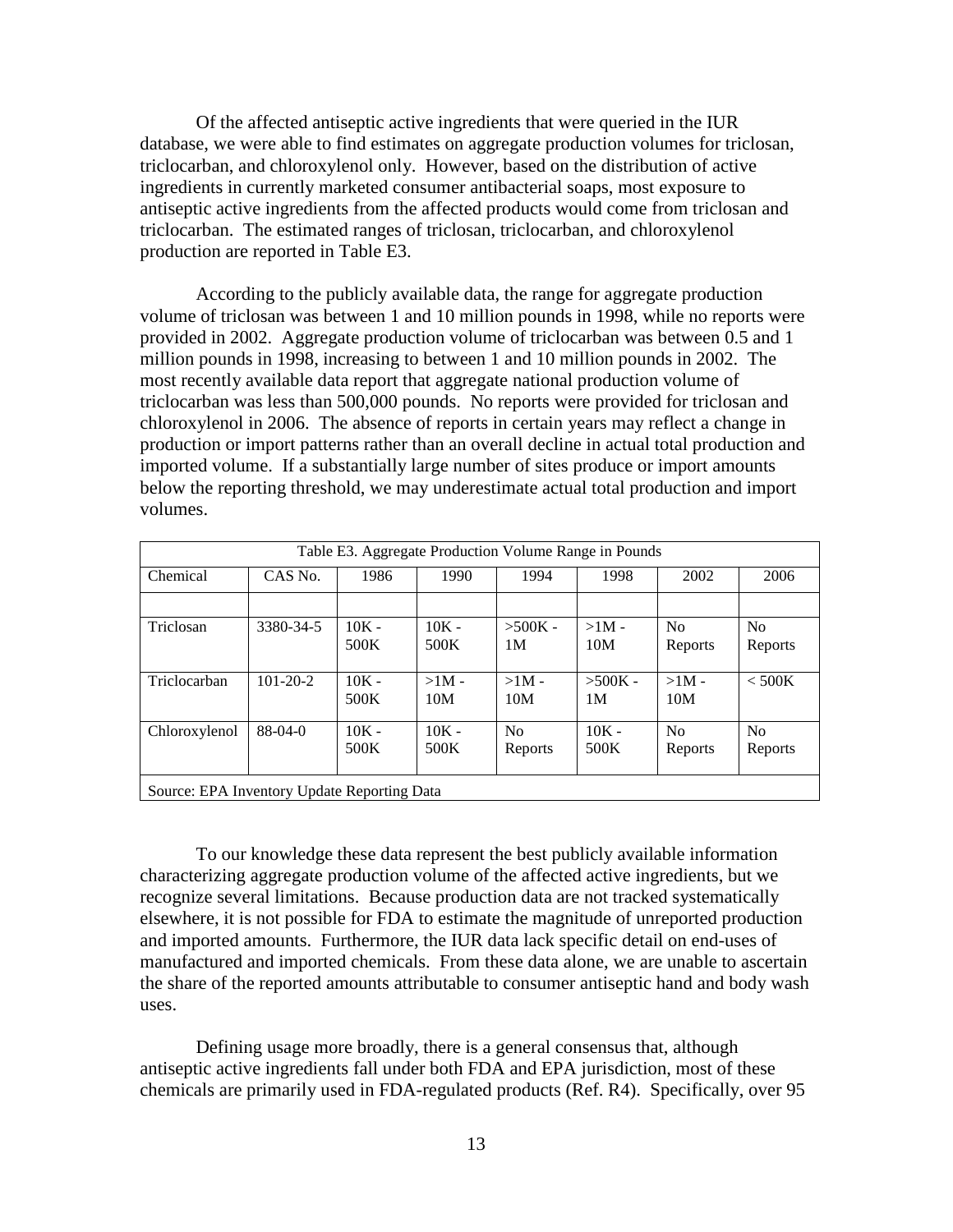Of the affected antiseptic active ingredients that were queried in the IUR database, we were able to find estimates on aggregate production volumes for triclosan, triclocarban, and chloroxylenol only. However, based on the distribution of active ingredients in currently marketed consumer antibacterial soaps, most exposure to antiseptic active ingredients from the affected products would come from triclosan and triclocarban. The estimated ranges of triclosan, triclocarban, and chloroxylenol production are reported in Table E3.

According to the publicly available data, the range for aggregate production volume of triclosan was between 1 and 10 million pounds in 1998, while no reports were provided in 2002. Aggregate production volume of triclocarban was between 0.5 and 1 million pounds in 1998, increasing to between 1 and 10 million pounds in 2002. The most recently available data report that aggregate national production volume of triclocarban was less than 500,000 pounds. No reports were provided for triclosan and chloroxylenol in 2006. The absence of reports in certain years may reflect a change in production or import patterns rather than an overall decline in actual total production and imported volume. If a substantially large number of sites produce or import amounts below the reporting threshold, we may underestimate actual total production and import volumes.

Table E3. Aggregate Production Volume Range in Pounds

| Chemical | CAS No. | 1986 | 1990 | 1994 | 1998 | 2002 | 2006 |
|---|---|---|---|---|---|---|---|
| | | | | | | | |
| Triclosan | 3380-34-5 | 10K - 500K | 10K - 500K | >500K - 1M | >1M - 10M | No Reports | No Reports |
| Triclocarban | 101-20-2 | 10K - 500K | >1M - 10M | >1M - 10M | >500K - 1M | >1M - 10M | < 500K |
| Chloroxylenol | 88-04-0 | 10K - 500K | 10K - 500K | No Reports | 10K - 500K | No Reports | No Reports |

Source: EPA Inventory Update Reporting Data

To our knowledge these data represent the best publicly available information characterizing aggregate production volume of the affected active ingredients, but we recognize several limitations. Because production data are not tracked systematically elsewhere, it is not possible for FDA to estimate the magnitude of unreported production and imported amounts. Furthermore, the IUR data lack specific detail on end-uses of manufactured and imported chemicals. From these data alone, we are unable to ascertain the share of the reported amounts attributable to consumer antiseptic hand and body wash uses.

Defining usage more broadly, there is a general consensus that, although antiseptic active ingredients fall under both FDA and EPA jurisdiction, most of these chemicals are primarily used in FDA-regulated products (Ref. R4). Specifically, over 95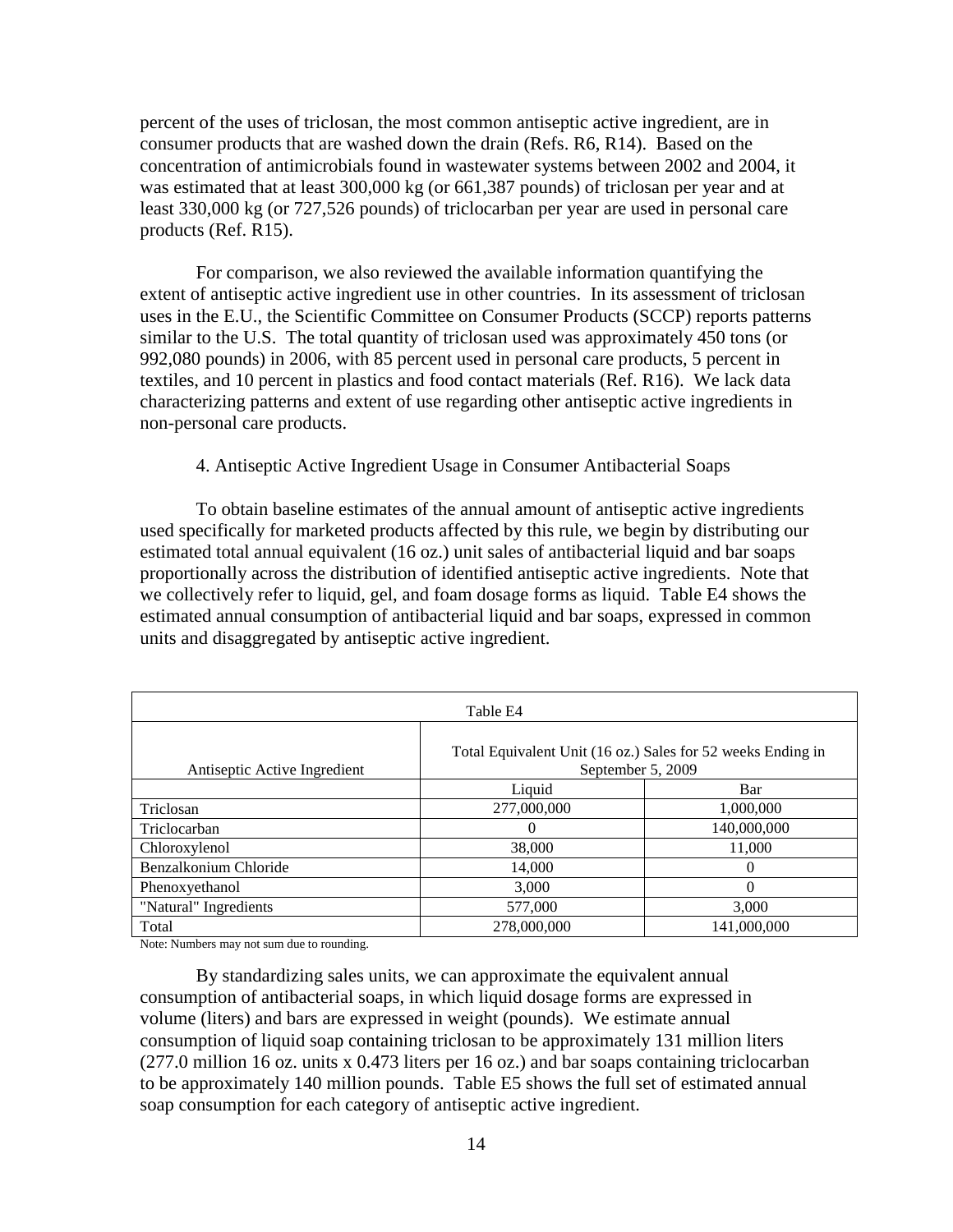percent of the uses of triclosan, the most common antiseptic active ingredient, are in consumer products that are washed down the drain (Refs. R6, R14). Based on the concentration of antimicrobials found in wastewater systems between 2002 and 2004, it was estimated that at least 300,000 kg (or 661,387 pounds) of triclosan per year and at least 330,000 kg (or 727,526 pounds) of triclocarban per year are used in personal care products (Ref. R15).

For comparison, we also reviewed the available information quantifying the extent of antiseptic active ingredient use in other countries. In its assessment of triclosan uses in the E.U., the Scientific Committee on Consumer Products (SCCP) reports patterns similar to the U.S. The total quantity of triclosan used was approximately 450 tons (or 992,080 pounds) in 2006, with 85 percent used in personal care products, 5 percent in textiles, and 10 percent in plastics and food contact materials (Ref. R16). We lack data characterizing patterns and extent of use regarding other antiseptic active ingredients in non-personal care products.

4. Antiseptic Active Ingredient Usage in Consumer Antibacterial Soaps

To obtain baseline estimates of the annual amount of antiseptic active ingredients used specifically for marketed products affected by this rule, we begin by distributing our estimated total annual equivalent (16 oz.) unit sales of antibacterial liquid and bar soaps proportionally across the distribution of identified antiseptic active ingredients. Note that we collectively refer to liquid, gel, and foam dosage forms as liquid. Table E4 shows the estimated annual consumption of antibacterial liquid and bar soaps, expressed in common units and disaggregated by antiseptic active ingredient.

Table E4

| Antiseptic Active Ingredient | Total Equivalent Unit (16 oz.) Sales for 52 weeks Ending in September 5, 2009 | |
|---|---|---|
| | Liquid | Bar |
| Triclosan | 277,000,000 | 1,000,000 |
| Triclocarban | 0 | 140,000,000 |
| Chloroxylenol | 38,000 | 11,000 |
| Benzalkonium Chloride | 14,000 | 0 |
| Phenoxyethanol | 3,000 | 0 |
| "Natural" Ingredients | 577,000 | 3,000 |
| Total | 278,000,000 | 141,000,000 |

Note: Numbers may not sum due to rounding.

By standardizing sales units, we can approximate the equivalent annual consumption of antibacterial soaps, in which liquid dosage forms are expressed in volume (liters) and bars are expressed in weight (pounds). We estimate annual consumption of liquid soap containing triclosan to be approximately 131 million liters (277.0 million 16 oz. units x 0.473 liters per 16 oz.) and bar soaps containing triclocarban to be approximately 140 million pounds. Table E5 shows the full set of estimated annual soap consumption for each category of antiseptic active ingredient.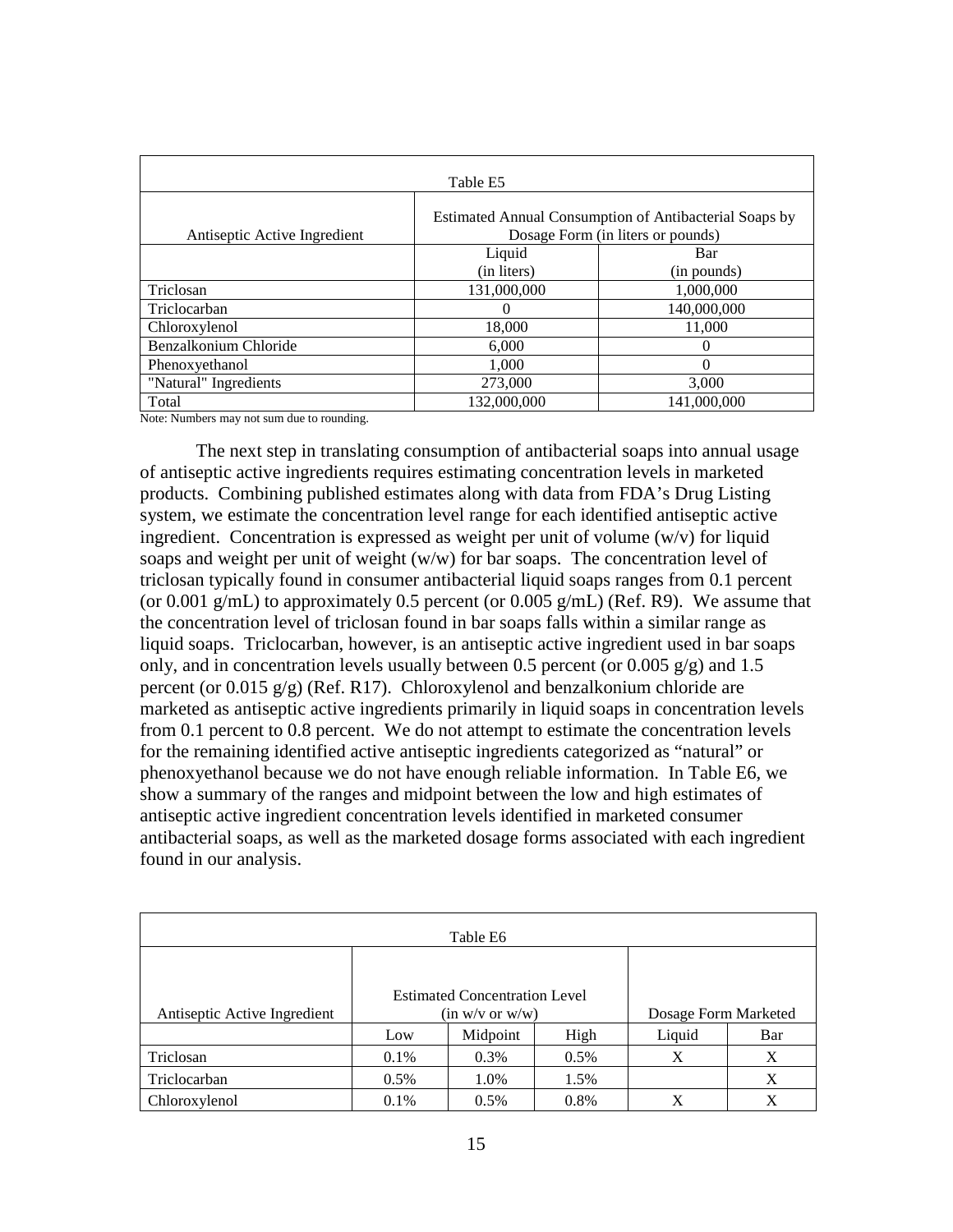| Table E5 | | |
|---|---|---|
| Antiseptic Active Ingredient | Estimated Annual Consumption of Antibacterial Soaps by Dosage Form (in liters or pounds) | |
| | Liquid (in liters) | Bar (in pounds) |
| Triclosan | 131,000,000 | 1,000,000 |
| Triclocarban | 0 | 140,000,000 |
| Chloroxylenol | 18,000 | 11,000 |
| Benzalkonium Chloride | 6,000 | 0 |
| Phenoxyethanol | 1,000 | 0 |
| "Natural" Ingredients | 273,000 | 3,000 |
| Total | 132,000,000 | 141,000,000 |

Note: Numbers may not sum due to rounding.

The next step in translating consumption of antibacterial soaps into annual usage of antiseptic active ingredients requires estimating concentration levels in marketed products. Combining published estimates along with data from FDA's Drug Listing system, we estimate the concentration level range for each identified antiseptic active ingredient. Concentration is expressed as weight per unit of volume (w/v) for liquid soaps and weight per unit of weight (w/w) for bar soaps. The concentration level of triclosan typically found in consumer antibacterial liquid soaps ranges from 0.1 percent (or 0.001 g/mL) to approximately 0.5 percent (or 0.005 g/mL) (Ref. R9). We assume that the concentration level of triclosan found in bar soaps falls within a similar range as liquid soaps. Triclocarban, however, is an antiseptic active ingredient used in bar soaps only, and in concentration levels usually between 0.5 percent (or 0.005 g/g) and 1.5 percent (or 0.015 g/g) (Ref. R17). Chloroxylenol and benzalkonium chloride are marketed as antiseptic active ingredients primarily in liquid soaps in concentration levels from 0.1 percent to 0.8 percent. We do not attempt to estimate the concentration levels for the remaining identified active antiseptic ingredients categorized as "natural" or phenoxyethanol because we do not have enough reliable information. In Table E6, we show a summary of the ranges and midpoint between the low and high estimates of antiseptic active ingredient concentration levels identified in marketed consumer antibacterial soaps, as well as the marketed dosage forms associated with each ingredient found in our analysis.

| Table E6 | | | | | |
|---|---|---|---|---|---|
| Antiseptic Active Ingredient | Estimated Concentration Level (in w/v or w/w) | | | Dosage Form Marketed | |
| | Low | Midpoint | High | Liquid | Bar |
| Triclosan | 0.1% | 0.3% | 0.5% | X | X |
| Triclocarban | 0.5% | 1.0% | 1.5% | | X |
| Chloroxylenol | 0.1% | 0.5% | 0.8% | X | X |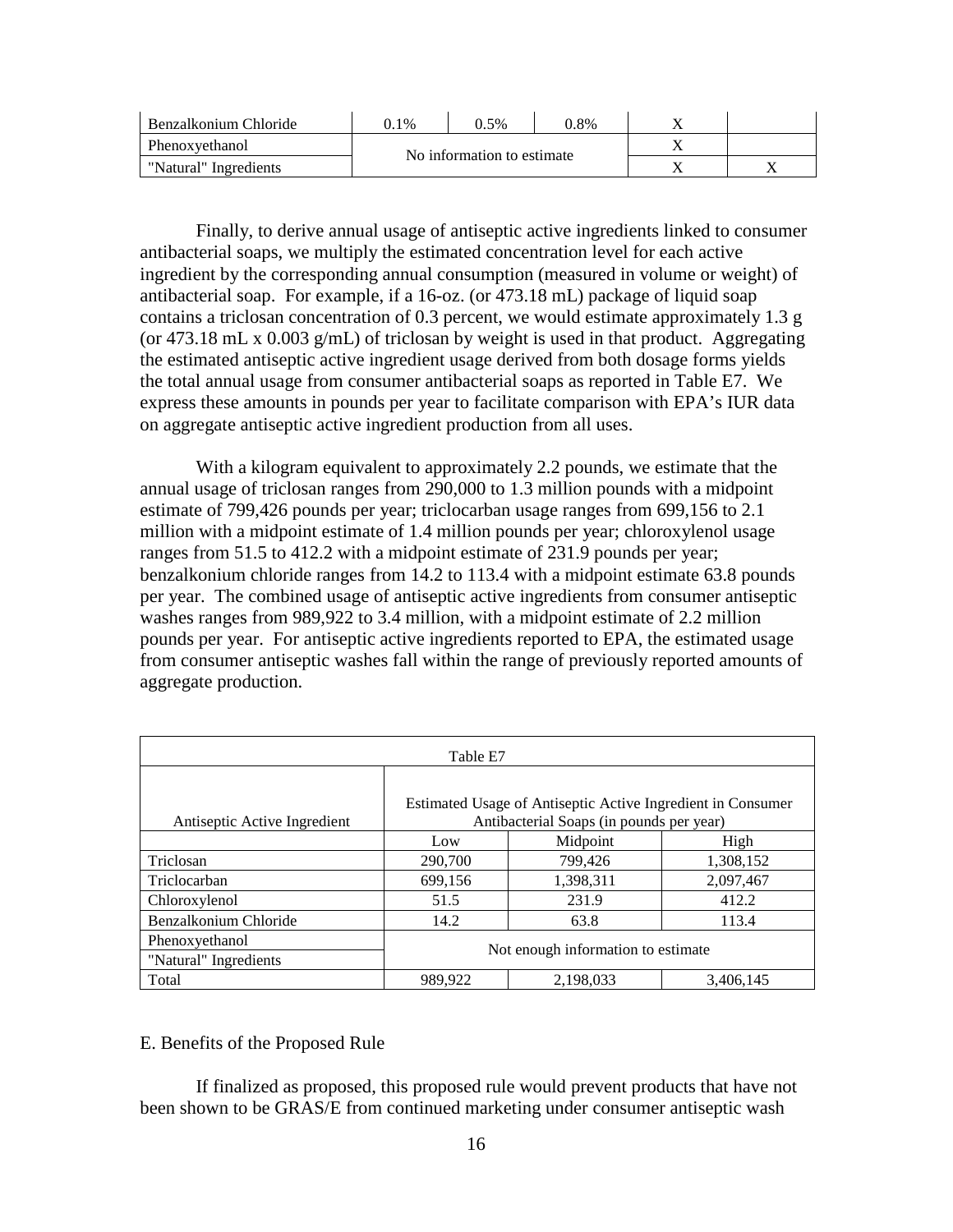| Benzalkonium Chloride | 0.1% | 0.5% | 0.8% | X | |
|---|---|---|---|---|---|
| Phenoxyethanol | No information to estimate | | | X | |
| "Natural" Ingredients | | | | X | X |

Finally, to derive annual usage of antiseptic active ingredients linked to consumer antibacterial soaps, we multiply the estimated concentration level for each active ingredient by the corresponding annual consumption (measured in volume or weight) of antibacterial soap. For example, if a 16-oz. (or 473.18 mL) package of liquid soap contains a triclosan concentration of 0.3 percent, we would estimate approximately 1.3 g (or 473.18 mL x 0.003 g/mL) of triclosan by weight is used in that product. Aggregating the estimated antiseptic active ingredient usage derived from both dosage forms yields the total annual usage from consumer antibacterial soaps as reported in Table E7. We express these amounts in pounds per year to facilitate comparison with EPA's IUR data on aggregate antiseptic active ingredient production from all uses.

With a kilogram equivalent to approximately 2.2 pounds, we estimate that the annual usage of triclosan ranges from 290,000 to 1.3 million pounds with a midpoint estimate of 799,426 pounds per year; triclocarban usage ranges from 699,156 to 2.1 million with a midpoint estimate of 1.4 million pounds per year; chloroxylenol usage ranges from 51.5 to 412.2 with a midpoint estimate of 231.9 pounds per year; benzalkonium chloride ranges from 14.2 to 113.4 with a midpoint estimate 63.8 pounds per year. The combined usage of antiseptic active ingredients from consumer antiseptic washes ranges from 989,922 to 3.4 million, with a midpoint estimate of 2.2 million pounds per year. For antiseptic active ingredients reported to EPA, the estimated usage from consumer antiseptic washes fall within the range of previously reported amounts of aggregate production.

Table E7

| Antiseptic Active Ingredient | Estimated Usage of Antiseptic Active Ingredient in Consumer Antibacterial Soaps (in pounds per year) | | |
|---|---|---|---|
| | Low | Midpoint | High |
| Triclosan | 290,700 | 799,426 | 1,308,152 |
| Triclocarban | 699,156 | 1,398,311 | 2,097,467 |
| Chloroxylenol | 51.5 | 231.9 | 412.2 |
| Benzalkonium Chloride | 14.2 | 63.8 | 113.4 |
| Phenoxyethanol | Not enough information to estimate | | |
| "Natural" Ingredients | | | |
| Total | 989,922 | 2,198,033 | 3,406,145 |

## E. Benefits of the Proposed Rule

If finalized as proposed, this proposed rule would prevent products that have not been shown to be GRAS/E from continued marketing under consumer antiseptic wash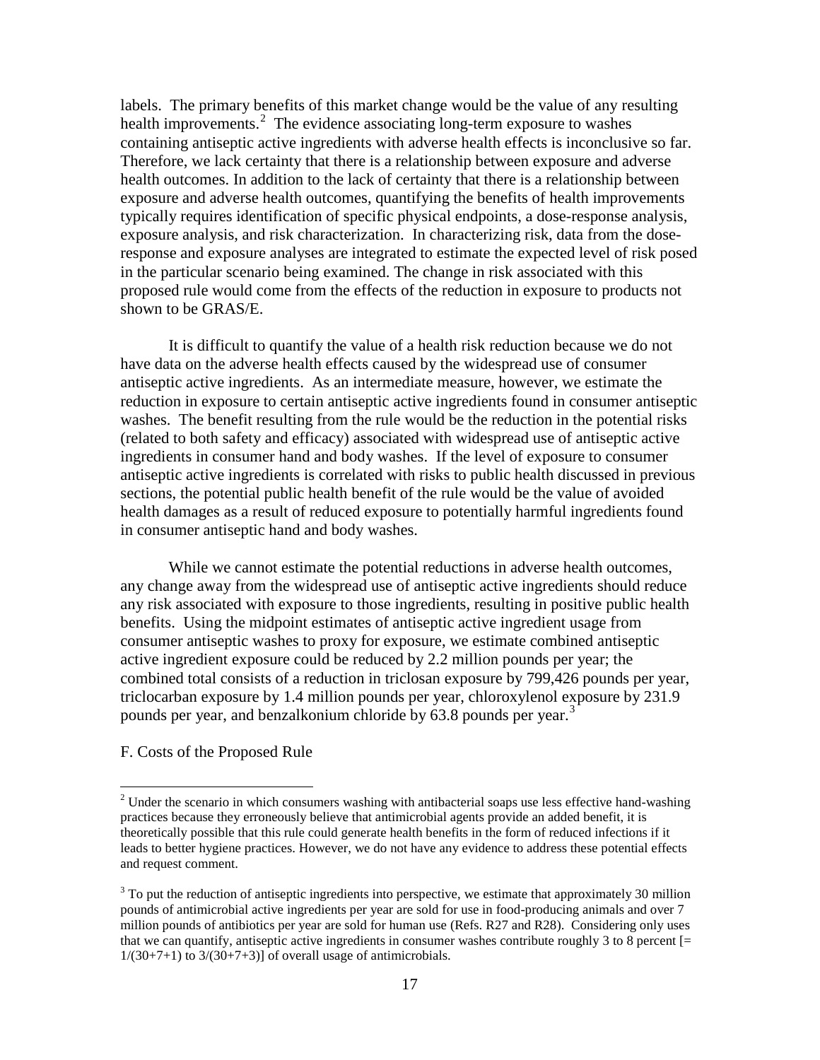labels. The primary benefits of this market change would be the value of any resulting health improvements.[2] The evidence associating long-term exposure to washes containing antiseptic active ingredients with adverse health effects is inconclusive so far. Therefore, we lack certainty that there is a relationship between exposure and adverse health outcomes. In addition to the lack of certainty that there is a relationship between exposure and adverse health outcomes, quantifying the benefits of health improvements typically requires identification of specific physical endpoints, a dose-response analysis, exposure analysis, and risk characterization. In characterizing risk, data from the dose-response and exposure analyses are integrated to estimate the expected level of risk posed in the particular scenario being examined. The change in risk associated with this proposed rule would come from the effects of the reduction in exposure to products not shown to be GRAS/E.

It is difficult to quantify the value of a health risk reduction because we do not have data on the adverse health effects caused by the widespread use of consumer antiseptic active ingredients. As an intermediate measure, however, we estimate the reduction in exposure to certain antiseptic active ingredients found in consumer antiseptic washes. The benefit resulting from the rule would be the reduction in the potential risks (related to both safety and efficacy) associated with widespread use of antiseptic active ingredients in consumer hand and body washes. If the level of exposure to consumer antiseptic active ingredients is correlated with risks to public health discussed in previous sections, the potential public health benefit of the rule would be the value of avoided health damages as a result of reduced exposure to potentially harmful ingredients found in consumer antiseptic hand and body washes.

While we cannot estimate the potential reductions in adverse health outcomes, any change away from the widespread use of antiseptic active ingredients should reduce any risk associated with exposure to those ingredients, resulting in positive public health benefits. Using the midpoint estimates of antiseptic active ingredient usage from consumer antiseptic washes to proxy for exposure, we estimate combined antiseptic active ingredient exposure could be reduced by 2.2 million pounds per year; the combined total consists of a reduction in triclosan exposure by 799,426 pounds per year, triclocarban exposure by 1.4 million pounds per year, chloroxylenol exposure by 231.9 pounds per year, and benzalkonium chloride by 63.8 pounds per year.[3]

F. Costs of the Proposed Rule

---

[2] Under the scenario in which consumers washing with antibacterial soaps use less effective hand-washing practices because they erroneously believe that antimicrobial agents provide an added benefit, it is theoretically possible that this rule could generate health benefits in the form of reduced infections if it leads to better hygiene practices. However, we do not have any evidence to address these potential effects and request comment.

[3] To put the reduction of antiseptic ingredients into perspective, we estimate that approximately 30 million pounds of antimicrobial active ingredients per year are sold for use in food-producing animals and over 7 million pounds of antibiotics per year are sold for human use (Refs. R27 and R28). Considering only uses that we can quantify, antiseptic active ingredients in consumer washes contribute roughly 3 to 8 percent [= $1/(30+7+1)$ to $3/(30+7+3)$] of overall usage of antimicrobials.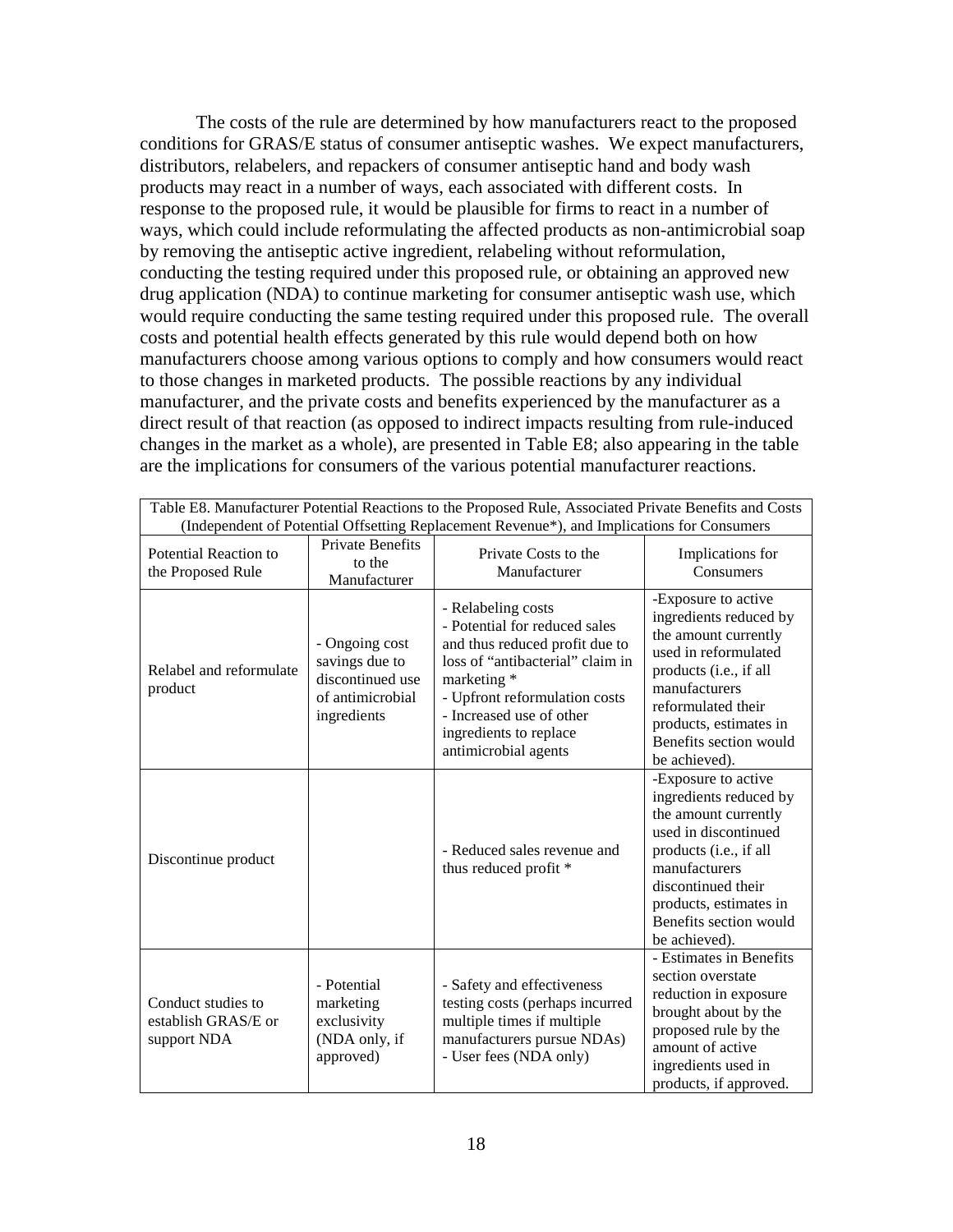The costs of the rule are determined by how manufacturers react to the proposed conditions for GRAS/E status of consumer antiseptic washes. We expect manufacturers, distributors, relabelers, and repackers of consumer antiseptic hand and body wash products may react in a number of ways, each associated with different costs. In response to the proposed rule, it would be plausible for firms to react in a number of ways, which could include reformulating the affected products as non-antimicrobial soap by removing the antiseptic active ingredient, relabeling without reformulation, conducting the testing required under this proposed rule, or obtaining an approved new drug application (NDA) to continue marketing for consumer antiseptic wash use, which would require conducting the same testing required under this proposed rule. The overall costs and potential health effects generated by this rule would depend both on how manufacturers choose among various options to comply and how consumers would react to those changes in marketed products. The possible reactions by any individual manufacturer, and the private costs and benefits experienced by the manufacturer as a direct result of that reaction (as opposed to indirect impacts resulting from rule-induced changes in the market as a whole), are presented in Table E8; also appearing in the table are the implications for consumers of the various potential manufacturer reactions.

Table E8. Manufacturer Potential Reactions to the Proposed Rule, Associated Private Benefits and Costs (Independent of Potential Offsetting Replacement Revenue*), and Implications for Consumers

| Potential Reaction to the Proposed Rule | Private Benefits to the Manufacturer | Private Costs to the Manufacturer | Implications for Consumers |
| --- | --- | --- | --- |
| Relabel and reformulate product | - Ongoing cost savings due to discontinued use of antimicrobial ingredients | - Relabeling costs<br>- Potential for reduced sales and thus reduced profit due to loss of "antibacterial" claim in marketing *<br>- Upfront reformulation costs<br>- Increased use of other ingredients to replace antimicrobial agents | -Exposure to active ingredients reduced by the amount currently used in reformulated products (i.e., if all manufacturers reformulated their products, estimates in Benefits section would be achieved). |
| Discontinue product | | - Reduced sales revenue and thus reduced profit * | -Exposure to active ingredients reduced by the amount currently used in discontinued products (i.e., if all manufacturers discontinued their products, estimates in Benefits section would be achieved). |
| Conduct studies to establish GRAS/E or support NDA | - Potential marketing exclusivity (NDA only, if approved) | - Safety and effectiveness testing costs (perhaps incurred multiple times if multiple manufacturers pursue NDAs)<br>- User fees (NDA only) | - Estimates in Benefits section overstate reduction in exposure brought about by the proposed rule by the amount of active ingredients used in products, if approved. |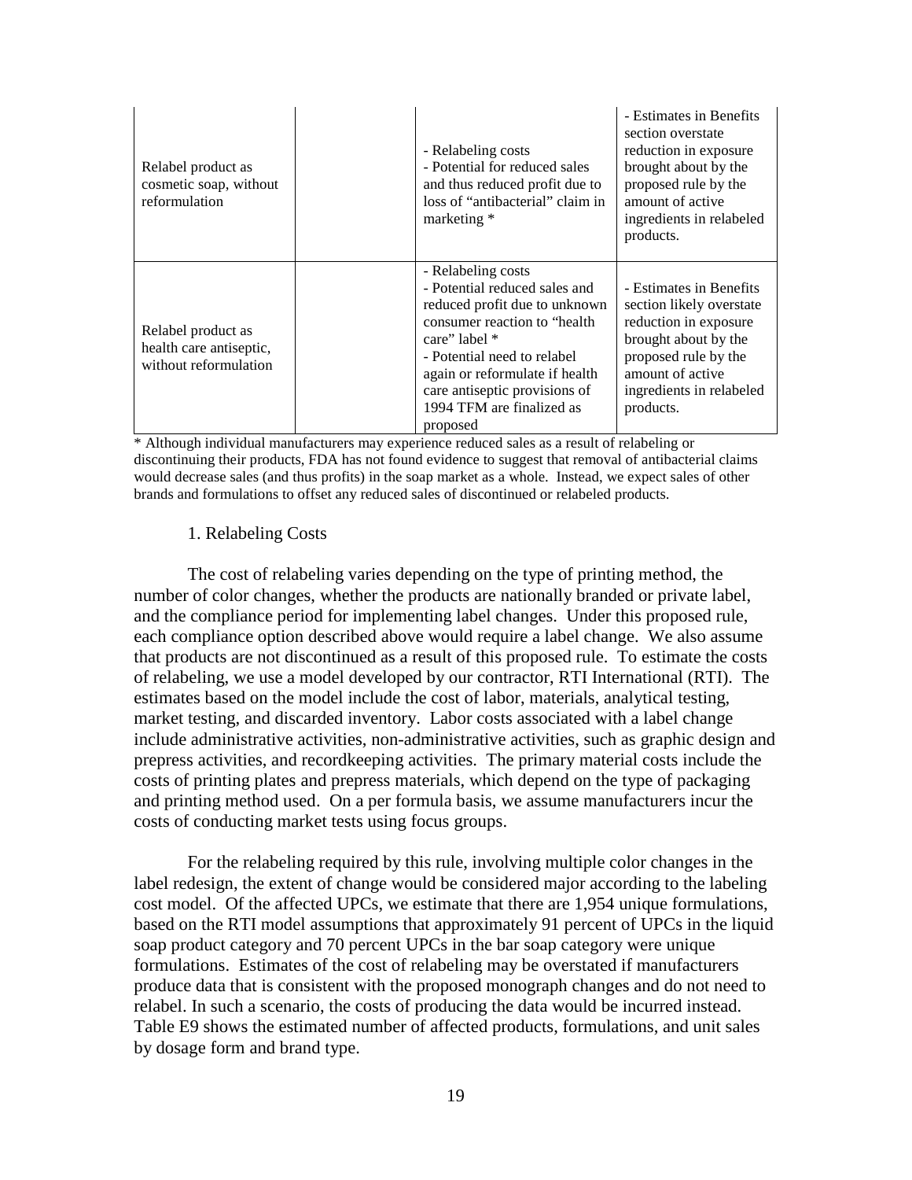| | | | |
|---|---|---|---|
| Relabel product as cosmetic soap, without reformulation | | - Relabeling costs<br>- Potential for reduced sales and thus reduced profit due to loss of "antibacterial" claim in marketing * | - Estimates in Benefits section overstate reduction in exposure brought about by the proposed rule by the amount of active ingredients in relabeled products. |
| Relabel product as health care antiseptic, without reformulation | | - Relabeling costs<br>- Potential reduced sales and reduced profit due to unknown consumer reaction to "health care" label *<br>- Potential need to relabel again or reformulate if health care antiseptic provisions of 1994 TFM are finalized as proposed | - Estimates in Benefits section likely overstate reduction in exposure brought about by the proposed rule by the amount of active ingredients in relabeled products. |

* Although individual manufacturers may experience reduced sales as a result of relabeling or discontinuing their products, FDA has not found evidence to suggest that removal of antibacterial claims would decrease sales (and thus profits) in the soap market as a whole. Instead, we expect sales of other brands and formulations to offset any reduced sales of discontinued or relabeled products.

1. Relabeling Costs

The cost of relabeling varies depending on the type of printing method, the number of color changes, whether the products are nationally branded or private label, and the compliance period for implementing label changes. Under this proposed rule, each compliance option described above would require a label change. We also assume that products are not discontinued as a result of this proposed rule. To estimate the costs of relabeling, we use a model developed by our contractor, RTI International (RTI). The estimates based on the model include the cost of labor, materials, analytical testing, market testing, and discarded inventory. Labor costs associated with a label change include administrative activities, non-administrative activities, such as graphic design and prepress activities, and recordkeeping activities. The primary material costs include the costs of printing plates and prepress materials, which depend on the type of packaging and printing method used. On a per formula basis, we assume manufacturers incur the costs of conducting market tests using focus groups.

For the relabeling required by this rule, involving multiple color changes in the label redesign, the extent of change would be considered major according to the labeling cost model. Of the affected UPCs, we estimate that there are 1,954 unique formulations, based on the RTI model assumptions that approximately 91 percent of UPCs in the liquid soap product category and 70 percent UPCs in the bar soap category were unique formulations. Estimates of the cost of relabeling may be overstated if manufacturers produce data that is consistent with the proposed monograph changes and do not need to relabel. In such a scenario, the costs of producing the data would be incurred instead. Table E9 shows the estimated number of affected products, formulations, and unit sales by dosage form and brand type.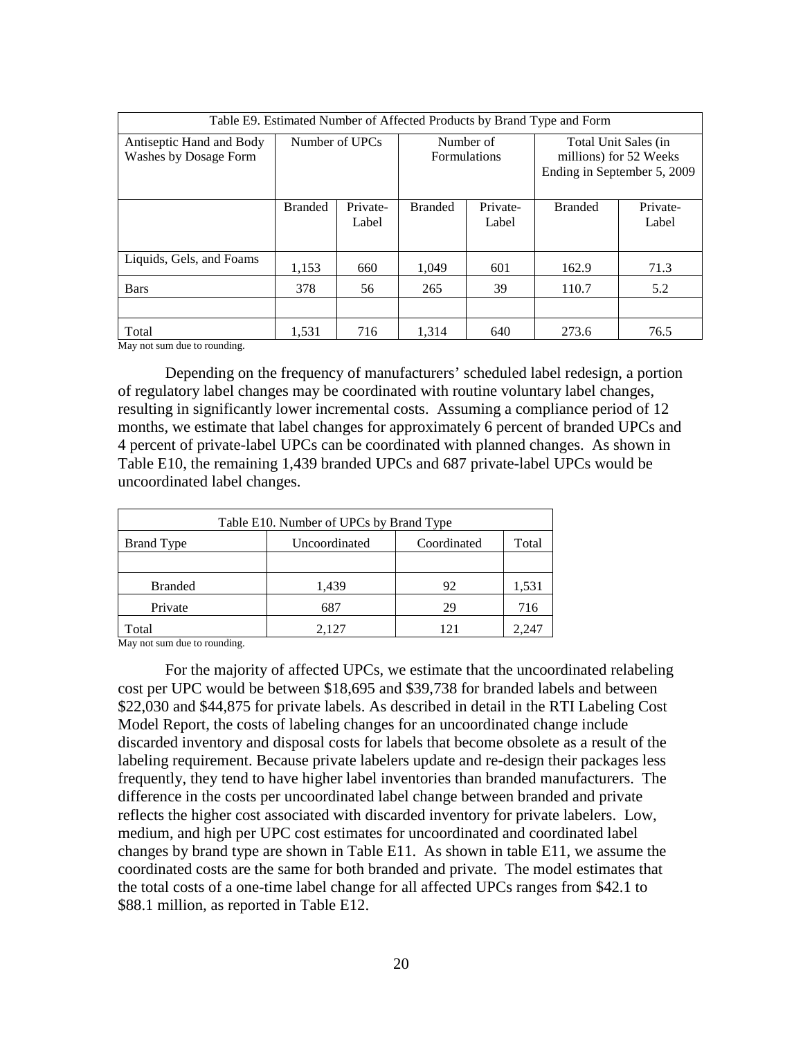| Table E9. Estimated Number of Affected Products by Brand Type and Form | | | | | | |
|---|---|---|---|---|---|---|
| Antiseptic Hand and Body Washes by Dosage Form | Number of UPCs | | Number of Formulations | | Total Unit Sales (in millions) for 52 Weeks Ending in September 5, 2009 | |
| | Branded | Private-Label | Branded | Private-Label | Branded | Private-Label |
| Liquids, Gels, and Foams | 1,153 | 660 | 1,049 | 601 | 162.9 | 71.3 |
| Bars | 378 | 56 | 265 | 39 | 110.7 | 5.2 |
| | | | | | | |
| Total | 1,531 | 716 | 1,314 | 640 | 273.6 | 76.5 |

May not sum due to rounding.

Depending on the frequency of manufacturers' scheduled label redesign, a portion of regulatory label changes may be coordinated with routine voluntary label changes, resulting in significantly lower incremental costs. Assuming a compliance period of 12 months, we estimate that label changes for approximately 6 percent of branded UPCs and 4 percent of private-label UPCs can be coordinated with planned changes. As shown in Table E10, the remaining 1,439 branded UPCs and 687 private-label UPCs would be uncoordinated label changes.

| Table E10. Number of UPCs by Brand Type | | | |
|---|---|---|---|
| Brand Type | Uncoordinated | Coordinated | Total |
| | | | |
| Branded | 1,439 | 92 | 1,531 |
| Private | 687 | 29 | 716 |
| Total | 2,127 | 121 | 2,247 |

May not sum due to rounding.

For the majority of affected UPCs, we estimate that the uncoordinated relabeling cost per UPC would be between $18,695 and $39,738 for branded labels and between $22,030 and $44,875 for private labels. As described in detail in the RTI Labeling Cost Model Report, the costs of labeling changes for an uncoordinated change include discarded inventory and disposal costs for labels that become obsolete as a result of the labeling requirement. Because private labelers update and re-design their packages less frequently, they tend to have higher label inventories than branded manufacturers. The difference in the costs per uncoordinated label change between branded and private reflects the higher cost associated with discarded inventory for private labelers. Low, medium, and high per UPC cost estimates for uncoordinated and coordinated label changes by brand type are shown in Table E11. As shown in table E11, we assume the coordinated costs are the same for both branded and private. The model estimates that the total costs of a one-time label change for all affected UPCs ranges from $42.1 to $88.1 million, as reported in Table E12.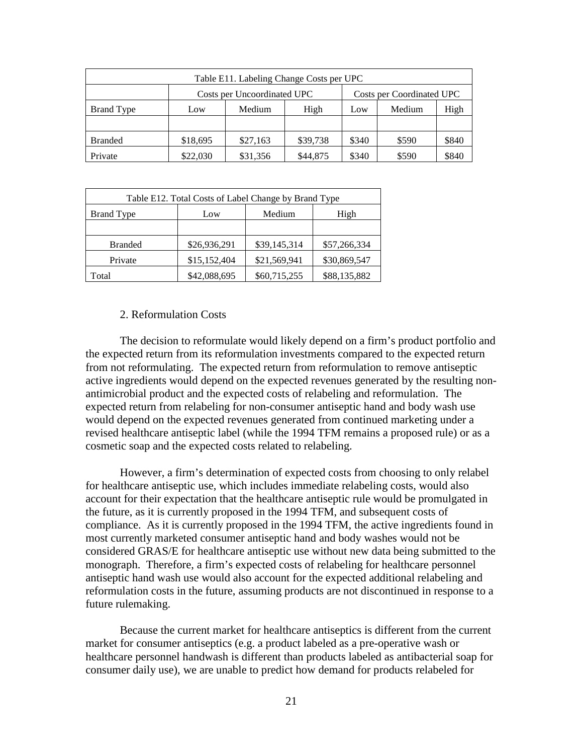| Table E11. Labeling Change Costs per UPC | | | | | | |
|---|---|---|---|---|---|---|
| | Costs per Uncoordinated UPC | | | Costs per Coordinated UPC | | |
| Brand Type | Low | Medium | High | Low | Medium | High |
| | | | | | | |
| Branded | $18,695 | $27,163 | $39,738 | $340 | $590 | $840 |
| Private | $22,030 | $31,356 | $44,875 | $340 | $590 | $840 |

| Table E12. Total Costs of Label Change by Brand Type | | | |
|---|---|---|---|
| Brand Type | Low | Medium | High |
| | | | |
| Branded | $26,936,291 | $39,145,314 | $57,266,334 |
| Private | $15,152,404 | $21,569,941 | $30,869,547 |
| Total | $42,088,695 | $60,715,255 | $88,135,882 |

2. Reformulation Costs

The decision to reformulate would likely depend on a firm's product portfolio and the expected return from its reformulation investments compared to the expected return from not reformulating. The expected return from reformulation to remove antiseptic active ingredients would depend on the expected revenues generated by the resulting non-antimicrobial product and the expected costs of relabeling and reformulation. The expected return from relabeling for non-consumer antiseptic hand and body wash use would depend on the expected revenues generated from continued marketing under a revised healthcare antiseptic label (while the 1994 TFM remains a proposed rule) or as a cosmetic soap and the expected costs related to relabeling.

However, a firm's determination of expected costs from choosing to only relabel for healthcare antiseptic use, which includes immediate relabeling costs, would also account for their expectation that the healthcare antiseptic rule would be promulgated in the future, as it is currently proposed in the 1994 TFM, and subsequent costs of compliance. As it is currently proposed in the 1994 TFM, the active ingredients found in most currently marketed consumer antiseptic hand and body washes would not be considered GRAS/E for healthcare antiseptic use without new data being submitted to the monograph. Therefore, a firm's expected costs of relabeling for healthcare personnel antiseptic hand wash use would also account for the expected additional relabeling and reformulation costs in the future, assuming products are not discontinued in response to a future rulemaking.

Because the current market for healthcare antiseptics is different from the current market for consumer antiseptics (e.g. a product labeled as a pre-operative wash or healthcare personnel handwash is different than products labeled as antibacterial soap for consumer daily use), we are unable to predict how demand for products relabeled for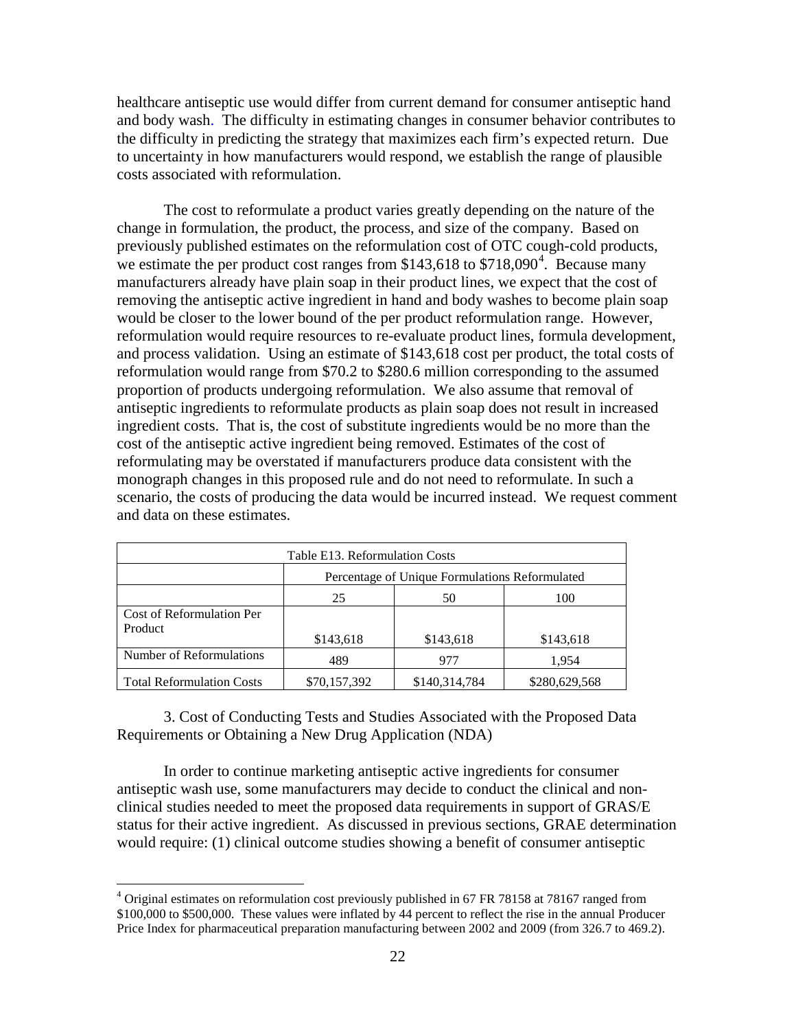healthcare antiseptic use would differ from current demand for consumer antiseptic hand and body wash. The difficulty in estimating changes in consumer behavior contributes to the difficulty in predicting the strategy that maximizes each firm's expected return. Due to uncertainty in how manufacturers would respond, we establish the range of plausible costs associated with reformulation.

The cost to reformulate a product varies greatly depending on the nature of the change in formulation, the product, the process, and size of the company. Based on previously published estimates on the reformulation cost of OTC cough-cold products, we estimate the per product cost ranges from $143,618 to $718,090[4]. Because many manufacturers already have plain soap in their product lines, we expect that the cost of removing the antiseptic active ingredient in hand and body washes to become plain soap would be closer to the lower bound of the per product reformulation range. However, reformulation would require resources to re-evaluate product lines, formula development, and process validation. Using an estimate of $143,618 cost per product, the total costs of reformulation would range from $70.2 to $280.6 million corresponding to the assumed proportion of products undergoing reformulation. We also assume that removal of antiseptic ingredients to reformulate products as plain soap does not result in increased ingredient costs. That is, the cost of substitute ingredients would be no more than the cost of the antiseptic active ingredient being removed. Estimates of the cost of reformulating may be overstated if manufacturers produce data consistent with the monograph changes in this proposed rule and do not need to reformulate. In such a scenario, the costs of producing the data would be incurred instead. We request comment and data on these estimates.

| Table E13. Reformulation Costs | | | |
|---|---|---|---|
| | Percentage of Unique Formulations Reformulated | | |
| | 25 | 50 | 100 |
| Cost of Reformulation Per Product | $143,618 | $143,618 | $143,618 |
| Number of Reformulations | 489 | 977 | 1,954 |
| Total Reformulation Costs | $70,157,392 | $140,314,784 | $280,629,568 |

3. Cost of Conducting Tests and Studies Associated with the Proposed Data Requirements or Obtaining a New Drug Application (NDA)

In order to continue marketing antiseptic active ingredients for consumer antiseptic wash use, some manufacturers may decide to conduct the clinical and non-clinical studies needed to meet the proposed data requirements in support of GRAS/E status for their active ingredient. As discussed in previous sections, GRAE determination would require: (1) clinical outcome studies showing a benefit of consumer antiseptic

[4] Original estimates on reformulation cost previously published in 67 FR 78158 at 78167 ranged from $100,000 to $500,000. These values were inflated by 44 percent to reflect the rise in the annual Producer Price Index for pharmaceutical preparation manufacturing between 2002 and 2009 (from 326.7 to 469.2).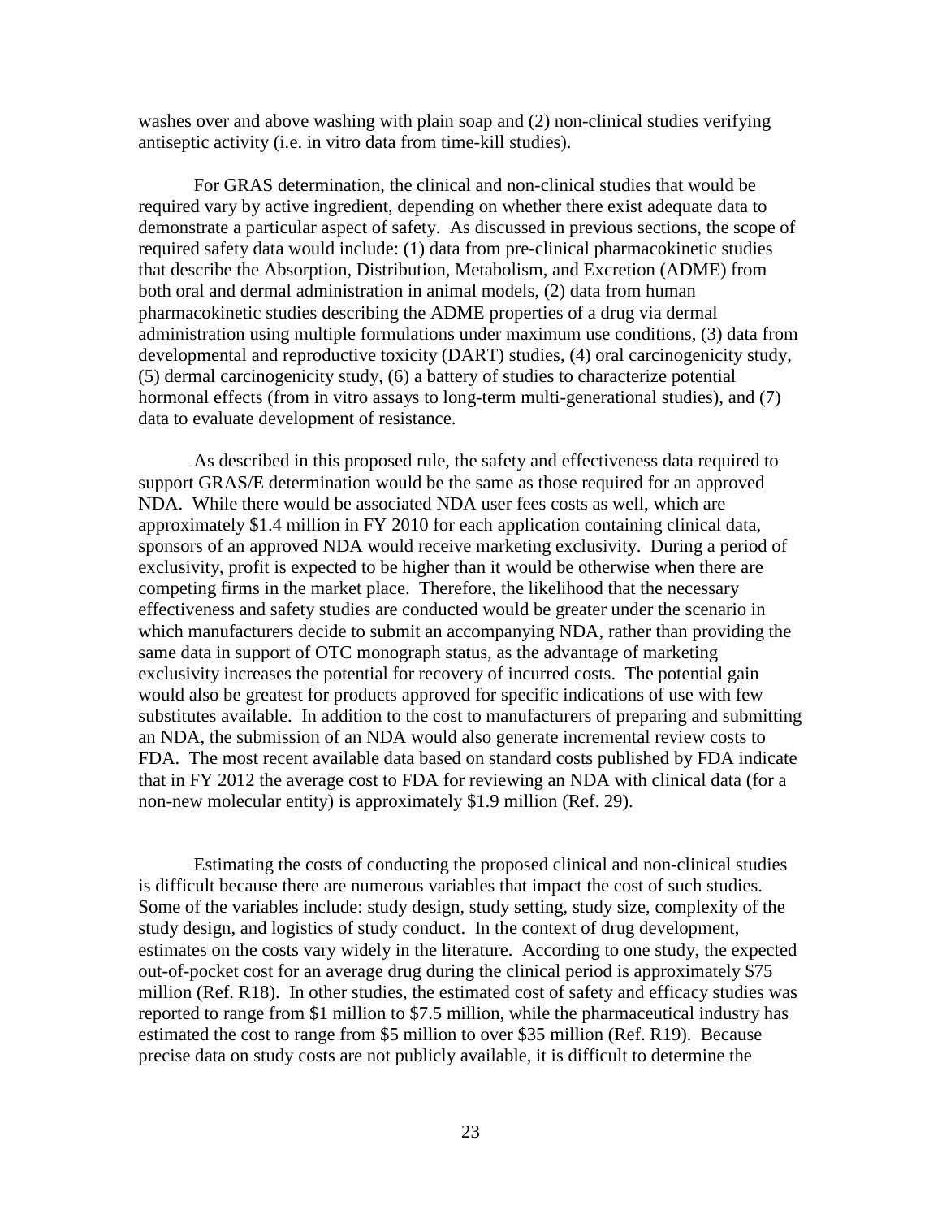washes over and above washing with plain soap and (2) non-clinical studies verifying antiseptic activity (i.e. in vitro data from time-kill studies).

For GRAS determination, the clinical and non-clinical studies that would be required vary by active ingredient, depending on whether there exist adequate data to demonstrate a particular aspect of safety. As discussed in previous sections, the scope of required safety data would include: (1) data from pre-clinical pharmacokinetic studies that describe the Absorption, Distribution, Metabolism, and Excretion (ADME) from both oral and dermal administration in animal models, (2) data from human pharmacokinetic studies describing the ADME properties of a drug via dermal administration using multiple formulations under maximum use conditions, (3) data from developmental and reproductive toxicity (DART) studies, (4) oral carcinogenicity study, (5) dermal carcinogenicity study, (6) a battery of studies to characterize potential hormonal effects (from in vitro assays to long-term multi-generational studies), and (7) data to evaluate development of resistance.

As described in this proposed rule, the safety and effectiveness data required to support GRAS/E determination would be the same as those required for an approved NDA. While there would be associated NDA user fees costs as well, which are approximately $1.4 million in FY 2010 for each application containing clinical data, sponsors of an approved NDA would receive marketing exclusivity. During a period of exclusivity, profit is expected to be higher than it would be otherwise when there are competing firms in the market place. Therefore, the likelihood that the necessary effectiveness and safety studies are conducted would be greater under the scenario in which manufacturers decide to submit an accompanying NDA, rather than providing the same data in support of OTC monograph status, as the advantage of marketing exclusivity increases the potential for recovery of incurred costs. The potential gain would also be greatest for products approved for specific indications of use with few substitutes available. In addition to the cost to manufacturers of preparing and submitting an NDA, the submission of an NDA would also generate incremental review costs to FDA. The most recent available data based on standard costs published by FDA indicate that in FY 2012 the average cost to FDA for reviewing an NDA with clinical data (for a non-new molecular entity) is approximately $1.9 million (Ref. 29).

Estimating the costs of conducting the proposed clinical and non-clinical studies is difficult because there are numerous variables that impact the cost of such studies. Some of the variables include: study design, study setting, study size, complexity of the study design, and logistics of study conduct. In the context of drug development, estimates on the costs vary widely in the literature. According to one study, the expected out-of-pocket cost for an average drug during the clinical period is approximately $75 million (Ref. R18). In other studies, the estimated cost of safety and efficacy studies was reported to range from $1 million to $7.5 million, while the pharmaceutical industry has estimated the cost to range from $5 million to over $35 million (Ref. R19). Because precise data on study costs are not publicly available, it is difficult to determine the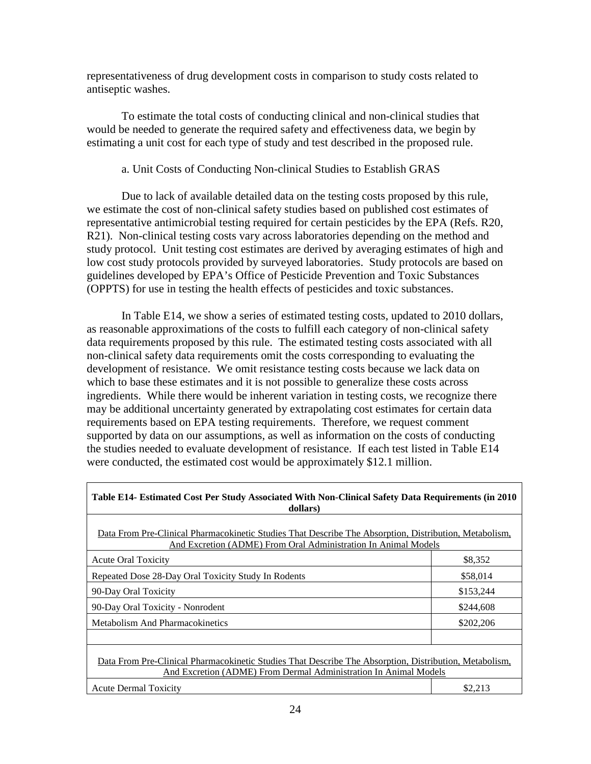representativeness of drug development costs in comparison to study costs related to antiseptic washes.

To estimate the total costs of conducting clinical and non-clinical studies that would be needed to generate the required safety and effectiveness data, we begin by estimating a unit cost for each type of study and test described in the proposed rule.

a. Unit Costs of Conducting Non-clinical Studies to Establish GRAS

Due to lack of available detailed data on the testing costs proposed by this rule, we estimate the cost of non-clinical safety studies based on published cost estimates of representative antimicrobial testing required for certain pesticides by the EPA (Refs. R20, R21). Non-clinical testing costs vary across laboratories depending on the method and study protocol. Unit testing cost estimates are derived by averaging estimates of high and low cost study protocols provided by surveyed laboratories. Study protocols are based on guidelines developed by EPA's Office of Pesticide Prevention and Toxic Substances (OPPTS) for use in testing the health effects of pesticides and toxic substances.

In Table E14, we show a series of estimated testing costs, updated to 2010 dollars, as reasonable approximations of the costs to fulfill each category of non-clinical safety data requirements proposed by this rule. The estimated testing costs associated with all non-clinical safety data requirements omit the costs corresponding to evaluating the development of resistance. We omit resistance testing costs because we lack data on which to base these estimates and it is not possible to generalize these costs across ingredients. While there would be inherent variation in testing costs, we recognize there may be additional uncertainty generated by extrapolating cost estimates for certain data requirements based on EPA testing requirements. Therefore, we request comment supported by data on our assumptions, as well as information on the costs of conducting the studies needed to evaluate development of resistance. If each test listed in Table E14 were conducted, the estimated cost would be approximately $12.1 million.

**Table E14- Estimated Cost Per Study Associated With Non-Clinical Safety Data Requirements (in 2010 dollars)**

| | |
|---|---|
| Data From Pre-Clinical Pharmacokinetic Studies That Describe The Absorption, Distribution, Metabolism, And Excretion (ADME) From Oral Administration In Animal Models | |
| Acute Oral Toxicity | $8,352 |
| Repeated Dose 28-Day Oral Toxicity Study In Rodents | $58,014 |
| 90-Day Oral Toxicity | $153,244 |
| 90-Day Oral Toxicity - Nonrodent | $244,608 |
| Metabolism And Pharmacokinetics | $202,206 |
| | |
| Data From Pre-Clinical Pharmacokinetic Studies That Describe The Absorption, Distribution, Metabolism, And Excretion (ADME) From Dermal Administration In Animal Models | |
| Acute Dermal Toxicity | $2,213 |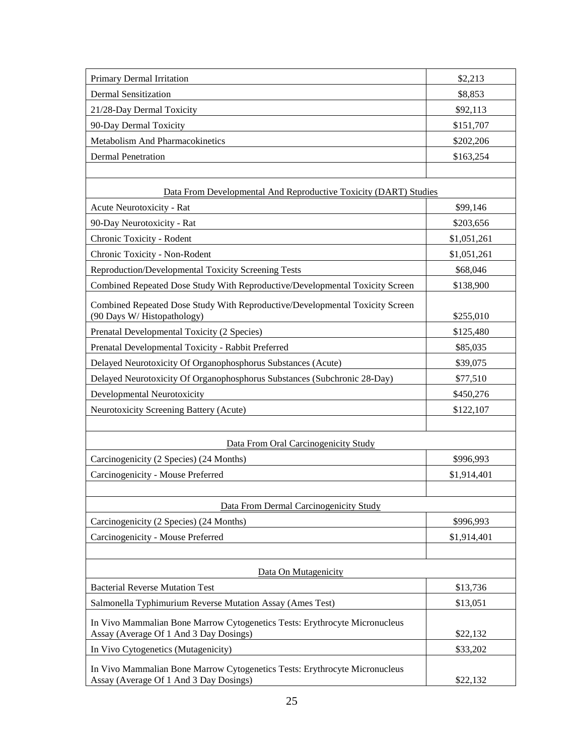| | |
|---|---|
| Primary Dermal Irritation | $2,213 |
| Dermal Sensitization | $8,853 |
| 21/28-Day Dermal Toxicity | $92,113 |
| 90-Day Dermal Toxicity | $151,707 |
| Metabolism And Pharmacokinetics | $202,206 |
| Dermal Penetration | $163,254 |
| | |
| Data From Developmental And Reproductive Toxicity (DART) Studies | |
| Acute Neurotoxicity - Rat | $99,146 |
| 90-Day Neurotoxicity - Rat | $203,656 |
| Chronic Toxicity - Rodent | $1,051,261 |
| Chronic Toxicity - Non-Rodent | $1,051,261 |
| Reproduction/Developmental Toxicity Screening Tests | $68,046 |
| Combined Repeated Dose Study With Reproductive/Developmental Toxicity Screen | $138,900 |
| Combined Repeated Dose Study With Reproductive/Developmental Toxicity Screen (90 Days W/ Histopathology) | $255,010 |
| Prenatal Developmental Toxicity (2 Species) | $125,480 |
| Prenatal Developmental Toxicity - Rabbit Preferred | $85,035 |
| Delayed Neurotoxicity Of Organophosphorus Substances (Acute) | $39,075 |
| Delayed Neurotoxicity Of Organophosphorus Substances (Subchronic 28-Day) | $77,510 |
| Developmental Neurotoxicity | $450,276 |
| Neurotoxicity Screening Battery (Acute) | $122,107 |
| | |
| Data From Oral Carcinogenicity Study | |
| Carcinogenicity (2 Species) (24 Months) | $996,993 |
| Carcinogenicity - Mouse Preferred | $1,914,401 |
| | |
| Data From Dermal Carcinogenicity Study | |
| Carcinogenicity (2 Species) (24 Months) | $996,993 |
| Carcinogenicity - Mouse Preferred | $1,914,401 |
| | |
| Data On Mutagenicity | |
| Bacterial Reverse Mutation Test | $13,736 |
| Salmonella Typhimurium Reverse Mutation Assay (Ames Test) | $13,051 |
| In Vivo Mammalian Bone Marrow Cytogenetics Tests: Erythrocyte Micronucleus Assay (Average Of 1 And 3 Day Dosings) | $22,132 |
| In Vivo Cytogenetics (Mutagenicity) | $33,202 |
| In Vivo Mammalian Bone Marrow Cytogenetics Tests: Erythrocyte Micronucleus Assay (Average Of 1 And 3 Day Dosings) | $22,132 |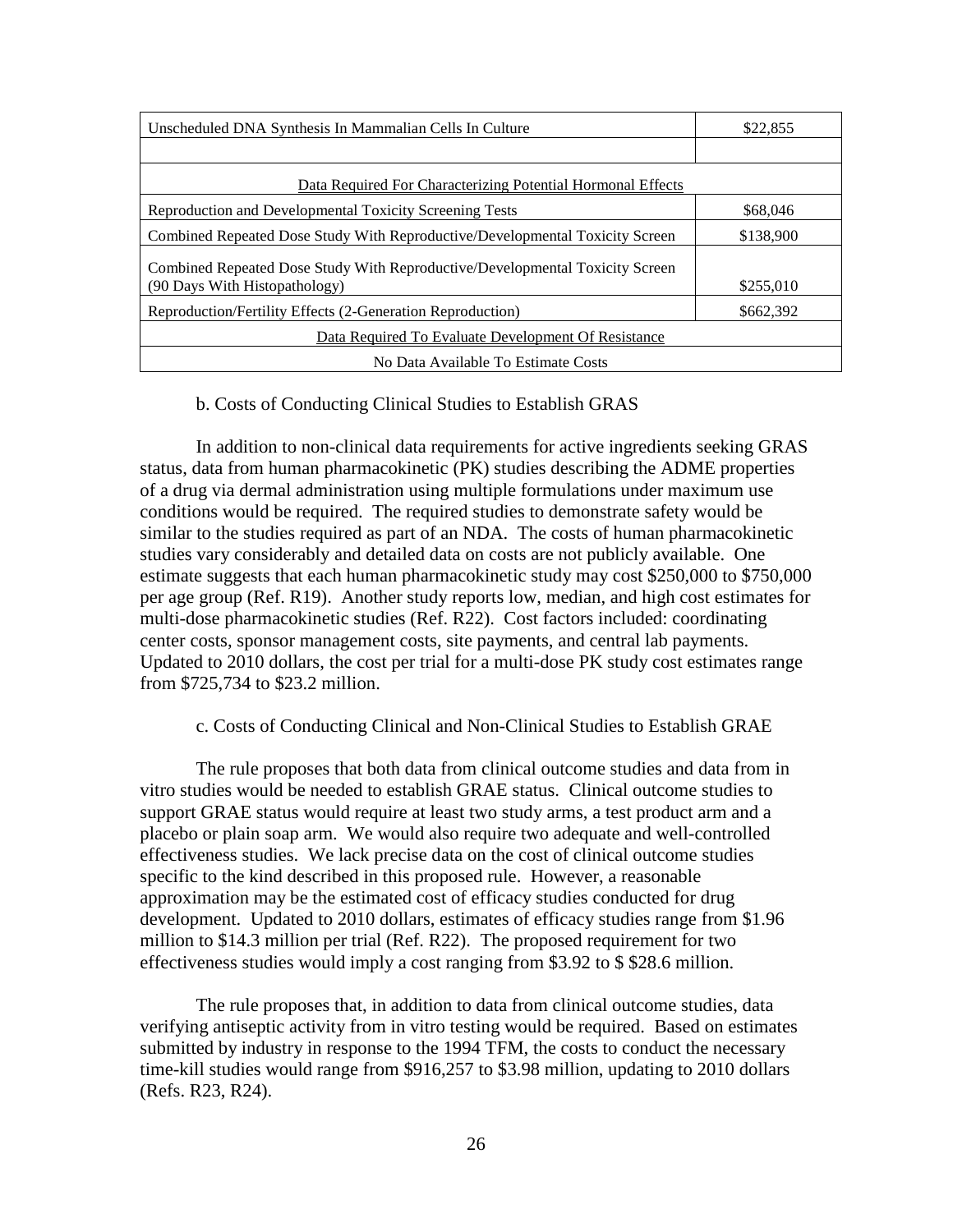| | |
|---|---|
| Unscheduled DNA Synthesis In Mammalian Cells In Culture | $22,855 |
| | |
| Data Required For Characterizing Potential Hormonal Effects | |
| Reproduction and Developmental Toxicity Screening Tests | $68,046 |
| Combined Repeated Dose Study With Reproductive/Developmental Toxicity Screen | $138,900 |
| Combined Repeated Dose Study With Reproductive/Developmental Toxicity Screen (90 Days With Histopathology) | $255,010 |
| Reproduction/Fertility Effects (2-Generation Reproduction) | $662,392 |
| Data Required To Evaluate Development Of Resistance | |
| No Data Available To Estimate Costs | |

b. Costs of Conducting Clinical Studies to Establish GRAS

In addition to non-clinical data requirements for active ingredients seeking GRAS status, data from human pharmacokinetic (PK) studies describing the ADME properties of a drug via dermal administration using multiple formulations under maximum use conditions would be required. The required studies to demonstrate safety would be similar to the studies required as part of an NDA. The costs of human pharmacokinetic studies vary considerably and detailed data on costs are not publicly available. One estimate suggests that each human pharmacokinetic study may cost $250,000 to $750,000 per age group (Ref. R19). Another study reports low, median, and high cost estimates for multi-dose pharmacokinetic studies (Ref. R22). Cost factors included: coordinating center costs, sponsor management costs, site payments, and central lab payments. Updated to 2010 dollars, the cost per trial for a multi-dose PK study cost estimates range from $725,734 to $23.2 million.

c. Costs of Conducting Clinical and Non-Clinical Studies to Establish GRAE

The rule proposes that both data from clinical outcome studies and data from in vitro studies would be needed to establish GRAE status. Clinical outcome studies to support GRAE status would require at least two study arms, a test product arm and a placebo or plain soap arm. We would also require two adequate and well-controlled effectiveness studies. We lack precise data on the cost of clinical outcome studies specific to the kind described in this proposed rule. However, a reasonable approximation may be the estimated cost of efficacy studies conducted for drug development. Updated to 2010 dollars, estimates of efficacy studies range from $1.96 million to $14.3 million per trial (Ref. R22). The proposed requirement for two effectiveness studies would imply a cost ranging from $3.92 to $ $28.6 million.

The rule proposes that, in addition to data from clinical outcome studies, data verifying antiseptic activity from in vitro testing would be required. Based on estimates submitted by industry in response to the 1994 TFM, the costs to conduct the necessary time-kill studies would range from $916,257 to $3.98 million, updating to 2010 dollars (Refs. R23, R24).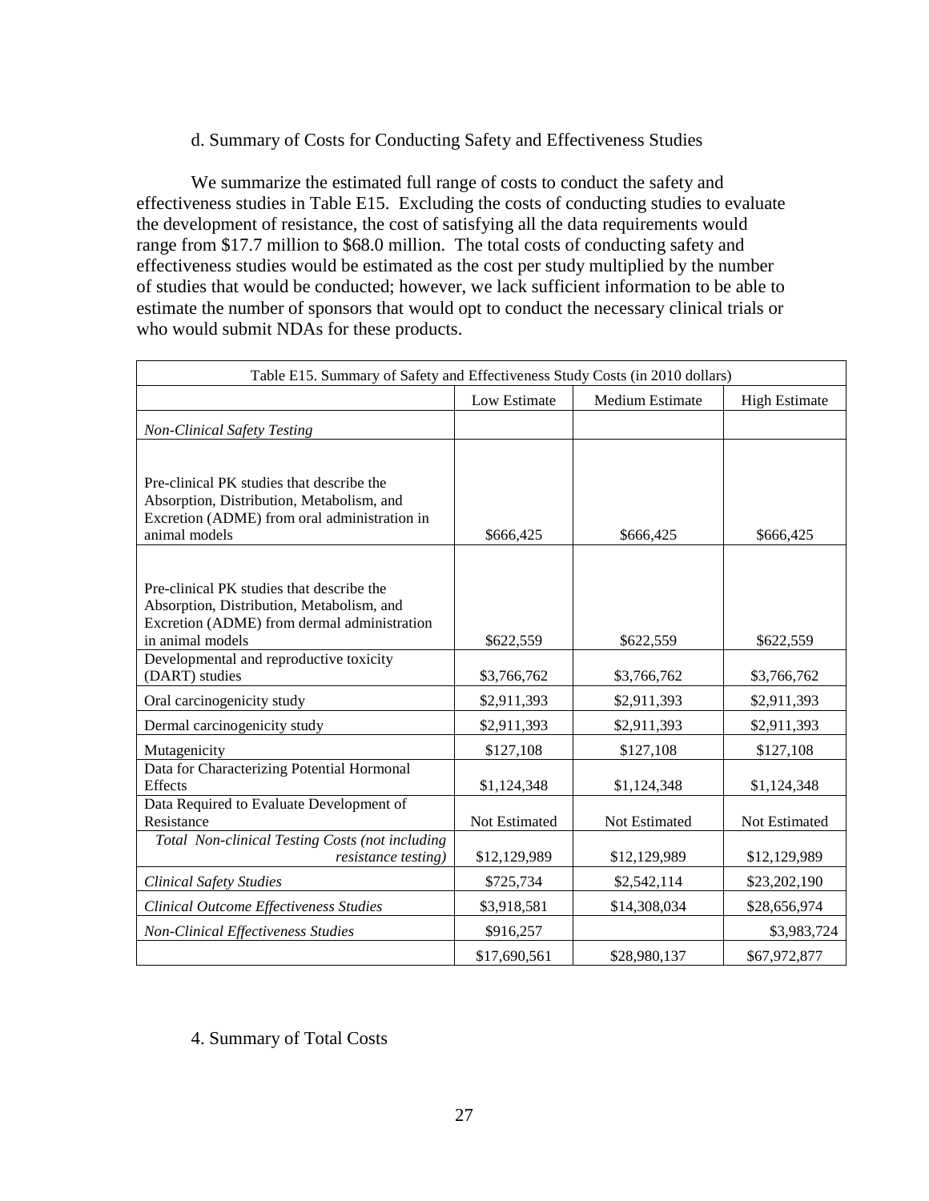d. Summary of Costs for Conducting Safety and Effectiveness Studies

We summarize the estimated full range of costs to conduct the safety and effectiveness studies in Table E15. Excluding the costs of conducting studies to evaluate the development of resistance, the cost of satisfying all the data requirements would range from $17.7 million to $68.0 million. The total costs of conducting safety and effectiveness studies would be estimated as the cost per study multiplied by the number of studies that would be conducted; however, we lack sufficient information to be able to estimate the number of sponsors that would opt to conduct the necessary clinical trials or who would submit NDAs for these products.

| Table E15. Summary of Safety and Effectiveness Study Costs (in 2010 dollars) | | | |
|---|---|---|---|
| | Low Estimate | Medium Estimate | High Estimate |
| *Non-Clinical Safety Testing* | | | |
| Pre-clinical PK studies that describe the Absorption, Distribution, Metabolism, and Excretion (ADME) from oral administration in animal models | $666,425 | $666,425 | $666,425 |
| Pre-clinical PK studies that describe the Absorption, Distribution, Metabolism, and Excretion (ADME) from dermal administration in animal models | $622,559 | $622,559 | $622,559 |
| Developmental and reproductive toxicity (DART) studies | $3,766,762 | $3,766,762 | $3,766,762 |
| Oral carcinogenicity study | $2,911,393 | $2,911,393 | $2,911,393 |
| Dermal carcinogenicity study | $2,911,393 | $2,911,393 | $2,911,393 |
| Mutagenicity | $127,108 | $127,108 | $127,108 |
| Data for Characterizing Potential Hormonal Effects | $1,124,348 | $1,124,348 | $1,124,348 |
| Data Required to Evaluate Development of Resistance | Not Estimated | Not Estimated | Not Estimated |
| *Total Non-clinical Testing Costs (not including resistance testing)* | $12,129,989 | $12,129,989 | $12,129,989 |
| *Clinical Safety Studies* | $725,734 | $2,542,114 | $23,202,190 |
| *Clinical Outcome Effectiveness Studies* | $3,918,581 | $14,308,034 | $28,656,974 |
| *Non-Clinical Effectiveness Studies* | $916,257 | | $3,983,724 |
| | $17,690,561 | $28,980,137 | $67,972,877 |

4. Summary of Total Costs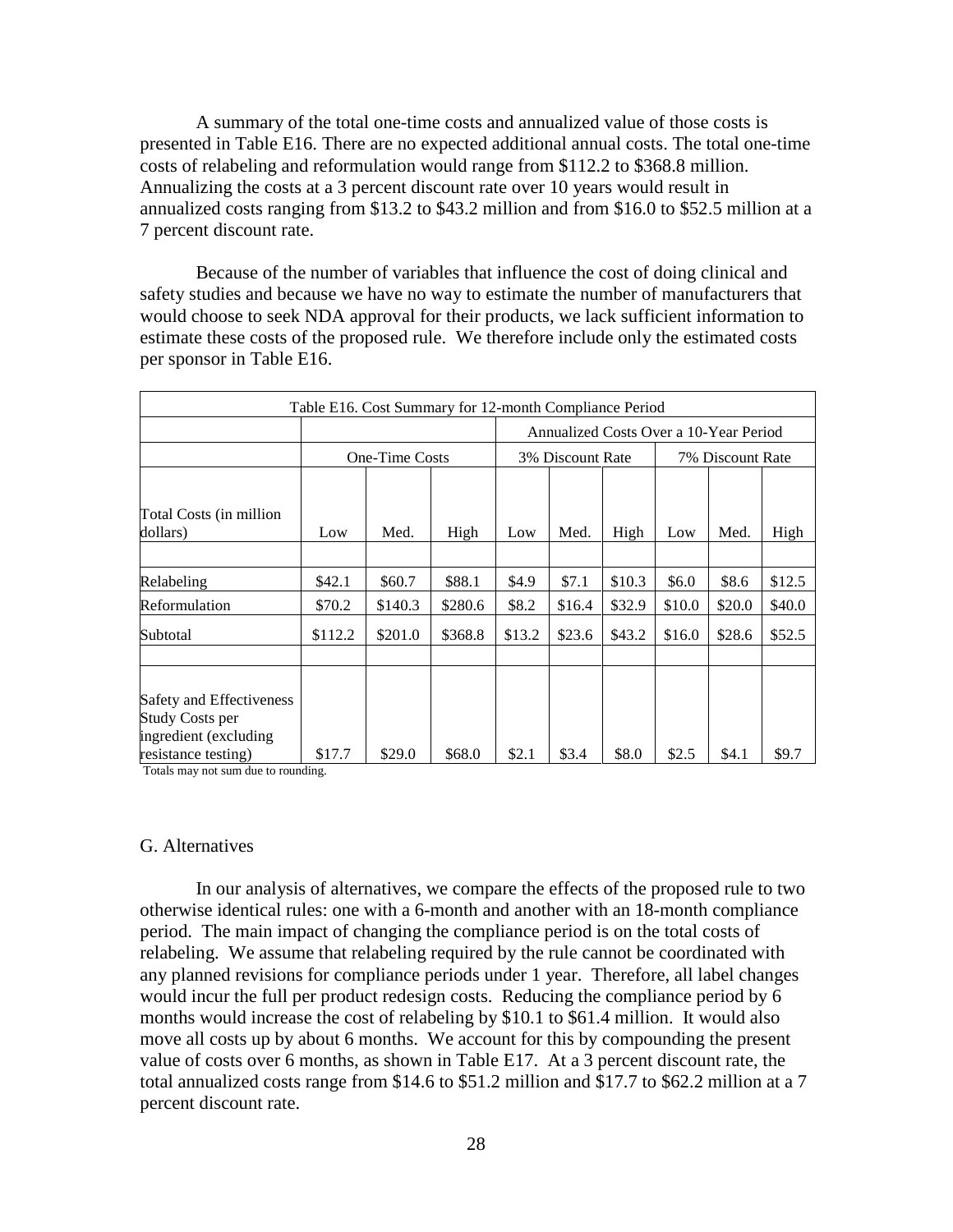A summary of the total one-time costs and annualized value of those costs is presented in Table E16. There are no expected additional annual costs. The total one-time costs of relabeling and reformulation would range from $112.2 to $368.8 million. Annualizing the costs at a 3 percent discount rate over 10 years would result in annualized costs ranging from $13.2 to $43.2 million and from $16.0 to $52.5 million at a 7 percent discount rate.

Because of the number of variables that influence the cost of doing clinical and safety studies and because we have no way to estimate the number of manufacturers that would choose to seek NDA approval for their products, we lack sufficient information to estimate these costs of the proposed rule. We therefore include only the estimated costs per sponsor in Table E16.

Table E16. Cost Summary for 12-month Compliance Period

| | | | | Annualized Costs Over a 10-Year Period | | | | | |
|---|---|---|---|---|---|---|---|---|---|
| | One-Time Costs | | | 3% Discount Rate | | | 7% Discount Rate | | |
| Total Costs (in million dollars) | Low | Med. | High | Low | Med. | High | Low | Med. | High |
| Relabeling | $42.1 | $60.7 | $88.1 | $4.9 | $7.1 | $10.3 | $6.0 | $8.6 | $12.5 |
| Reformulation | $70.2 | $140.3 | $280.6 | $8.2 | $16.4 | $32.9 | $10.0 | $20.0 | $40.0 |
| Subtotal | $112.2 | $201.0 | $368.8 | $13.2 | $23.6 | $43.2 | $16.0 | $28.6 | $52.5 |
| Safety and Effectiveness Study Costs per ingredient (excluding resistance testing) | $17.7 | $29.0 | $68.0 | $2.1 | $3.4 | $8.0 | $2.5 | $4.1 | $9.7 |

Totals may not sum due to rounding.

## G. Alternatives

In our analysis of alternatives, we compare the effects of the proposed rule to two otherwise identical rules: one with a 6-month and another with an 18-month compliance period. The main impact of changing the compliance period is on the total costs of relabeling. We assume that relabeling required by the rule cannot be coordinated with any planned revisions for compliance periods under 1 year. Therefore, all label changes would incur the full per product redesign costs. Reducing the compliance period by 6 months would increase the cost of relabeling by $10.1 to $61.4 million. It would also move all costs up by about 6 months. We account for this by compounding the present value of costs over 6 months, as shown in Table E17. At a 3 percent discount rate, the total annualized costs range from $14.6 to $51.2 million and $17.7 to $62.2 million at a 7 percent discount rate.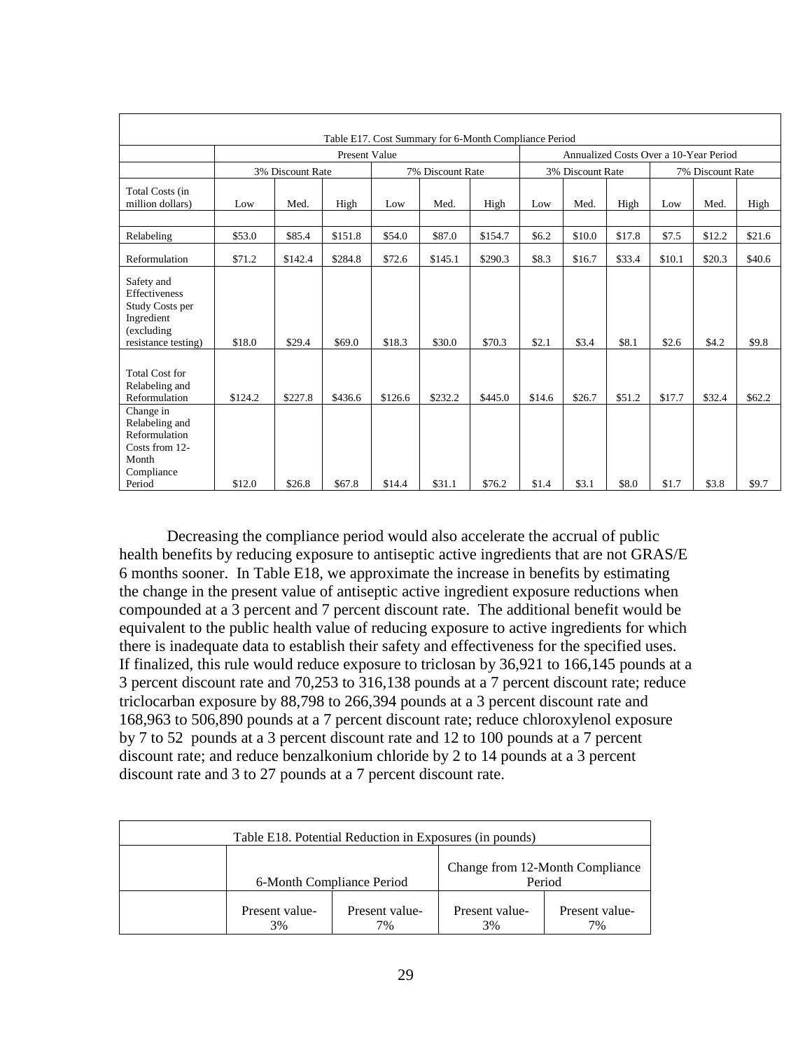| Table E17. Cost Summary for 6-Month Compliance Period | | | | | | | | | | | | |
|---|---|---|---|---|---|---|---|---|---|---|---|---|
| | Present Value | | | | | | Annualized Costs Over a 10-Year Period | | | | | |
| | 3% Discount Rate | | | 7% Discount Rate | | | 3% Discount Rate | | | 7% Discount Rate | | |
| Total Costs (in million dollars) | Low | Med. | High | Low | Med. | High | Low | Med. | High | Low | Med. | High |
| Relabeling | $53.0 | $85.4 | $151.8 | $54.0 | $87.0 | $154.7 | $6.2 | $10.0 | $17.8 | $7.5 | $12.2 | $21.6 |
| Reformulation | $71.2 | $142.4 | $284.8 | $72.6 | $145.1 | $290.3 | $8.3 | $16.7 | $33.4 | $10.1 | $20.3 | $40.6 |
| Safety and Effectiveness Study Costs per Ingredient (excluding resistance testing) | $18.0 | $29.4 | $69.0 | $18.3 | $30.0 | $70.3 | $2.1 | $3.4 | $8.1 | $2.6 | $4.2 | $9.8 |
| Total Cost for Relabeling and Reformulation | $124.2 | $227.8 | $436.6 | $126.6 | $232.2 | $445.0 | $14.6 | $26.7 | $51.2 | $17.7 | $32.4 | $62.2 |
| Change in Relabeling and Reformulation Costs from 12-Month Compliance Period | $12.0 | $26.8 | $67.8 | $14.4 | $31.1 | $76.2 | $1.4 | $3.1 | $8.0 | $1.7 | $3.8 | $9.7 |

Decreasing the compliance period would also accelerate the accrual of public health benefits by reducing exposure to antiseptic active ingredients that are not GRAS/E 6 months sooner. In Table E18, we approximate the increase in benefits by estimating the change in the present value of antiseptic active ingredient exposure reductions when compounded at a 3 percent and 7 percent discount rate. The additional benefit would be equivalent to the public health value of reducing exposure to active ingredients for which there is inadequate data to establish their safety and effectiveness for the specified uses. If finalized, this rule would reduce exposure to triclosan by 36,921 to 166,145 pounds at a 3 percent discount rate and 70,253 to 316,138 pounds at a 7 percent discount rate; reduce triclocarban exposure by 88,798 to 266,394 pounds at a 3 percent discount rate and 168,963 to 506,890 pounds at a 7 percent discount rate; reduce chloroxylenol exposure by 7 to 52 pounds at a 3 percent discount rate and 12 to 100 pounds at a 7 percent discount rate; and reduce benzalkonium chloride by 2 to 14 pounds at a 3 percent discount rate and 3 to 27 pounds at a 7 percent discount rate.

| Table E18. Potential Reduction in Exposures (in pounds) | | | | |
|---|---|---|---|---|
| | 6-Month Compliance Period | | Change from 12-Month Compliance Period | |
| | Present value-3% | Present value-7% | Present value-3% | Present value-7% |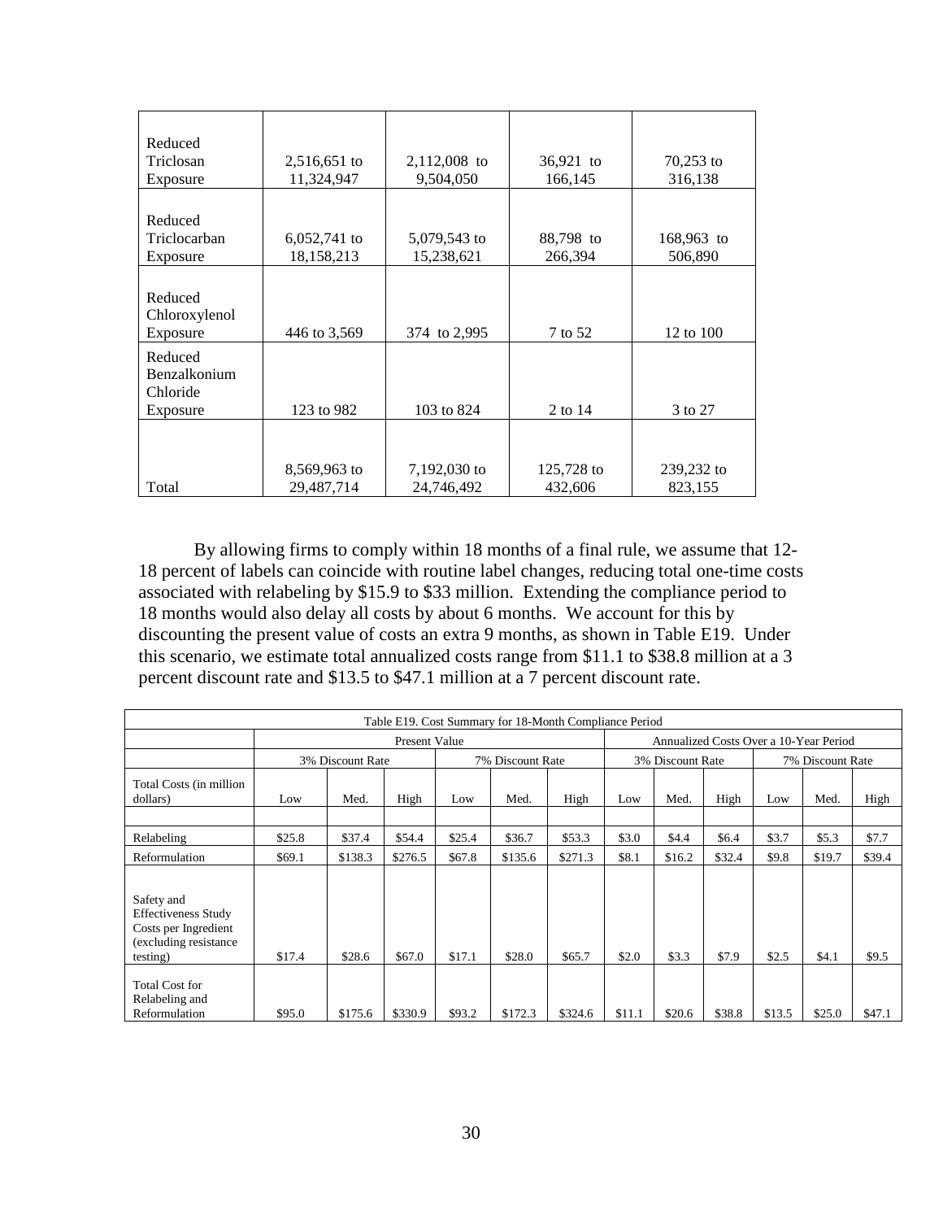| | | | | |
|---|---|---|---|---|
| Reduced Triclosan Exposure | 2,516,651 to 11,324,947 | 2,112,008 to 9,504,050 | 36,921 to 166,145 | 70,253 to 316,138 |
| Reduced Triclocarban Exposure | 6,052,741 to 18,158,213 | 5,079,543 to 15,238,621 | 88,798 to 266,394 | 168,963 to 506,890 |
| Reduced Chloroxylenol Exposure | 446 to 3,569 | 374 to 2,995 | 7 to 52 | 12 to 100 |
| Reduced Benzalkonium Chloride Exposure | 123 to 982 | 103 to 824 | 2 to 14 | 3 to 27 |
| Total | 8,569,963 to 29,487,714 | 7,192,030 to 24,746,492 | 125,728 to 432,606 | 239,232 to 823,155 |

By allowing firms to comply within 18 months of a final rule, we assume that 12-18 percent of labels can coincide with routine label changes, reducing total one-time costs associated with relabeling by $15.9 to $33 million. Extending the compliance period to 18 months would also delay all costs by about 6 months. We account for this by discounting the present value of costs an extra 9 months, as shown in Table E19. Under this scenario, we estimate total annualized costs range from $11.1 to $38.8 million at a 3 percent discount rate and $13.5 to $47.1 million at a 7 percent discount rate.

Table E19. Cost Summary for 18-Month Compliance Period

| | Present Value | | | | | | Annualized Costs Over a 10-Year Period | | | | | |
|---|---|---|---|---|---|---|---|---|---|---|---|---|
| | 3% Discount Rate | | | 7% Discount Rate | | | 3% Discount Rate | | | 7% Discount Rate | | |
| Total Costs (in million dollars) | Low | Med. | High | Low | Med. | High | Low | Med. | High | Low | Med. | High |
| | | | | | | | | | | | | |
| Relabeling | $25.8 | $37.4 | $54.4 | $25.4 | $36.7 | $53.3 | $3.0 | $4.4 | $6.4 | $3.7 | $5.3 | $7.7 |
| Reformulation | $69.1 | $138.3 | $276.5 | $67.8 | $135.6 | $271.3 | $8.1 | $16.2 | $32.4 | $9.8 | $19.7 | $39.4 |
| Safety and Effectiveness Study Costs per Ingredient (excluding resistance testing) | $17.4 | $28.6 | $67.0 | $17.1 | $28.0 | $65.7 | $2.0 | $3.3 | $7.9 | $2.5 | $4.1 | $9.5 |
| Total Cost for Relabeling and Reformulation | $95.0 | $175.6 | $330.9 | $93.2 | $172.3 | $324.6 | $11.1 | $20.6 | $38.8 | $13.5 | $25.0 | $47.1 |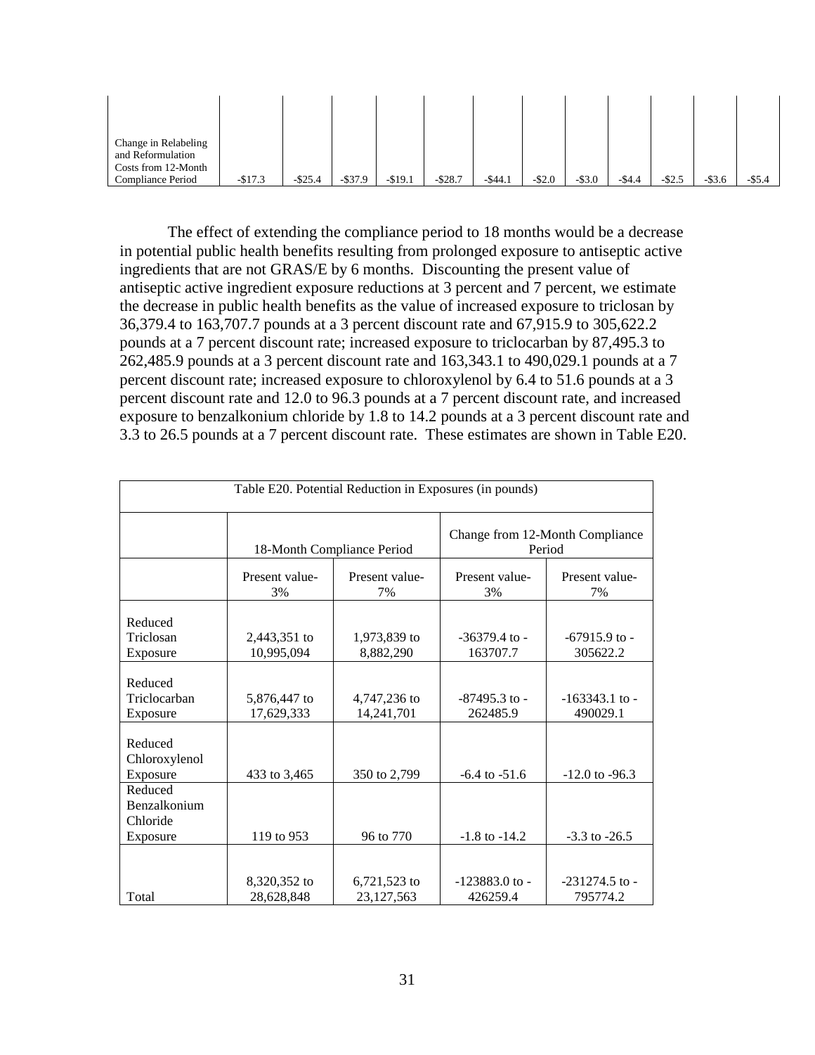| | | | | | | | | | | | | |
|---|---|---|---|---|---|---|---|---|---|---|---|---|
| Change in Relabeling and Reformulation Costs from 12-Month Compliance Period | -$17.3 | -$25.4 | -$37.9 | -$19.1 | -$28.7 | -$44.1 | -$2.0 | -$3.0 | -$4.4 | -$2.5 | -$3.6 | -$5.4 |

The effect of extending the compliance period to 18 months would be a decrease in potential public health benefits resulting from prolonged exposure to antiseptic active ingredients that are not GRAS/E by 6 months. Discounting the present value of antiseptic active ingredient exposure reductions at 3 percent and 7 percent, we estimate the decrease in public health benefits as the value of increased exposure to triclosan by 36,379.4 to 163,707.7 pounds at a 3 percent discount rate and 67,915.9 to 305,622.2 pounds at a 7 percent discount rate; increased exposure to triclocarban by 87,495.3 to 262,485.9 pounds at a 3 percent discount rate and 163,343.1 to 490,029.1 pounds at a 7 percent discount rate; increased exposure to chloroxylenol by 6.4 to 51.6 pounds at a 3 percent discount rate and 12.0 to 96.3 pounds at a 7 percent discount rate, and increased exposure to benzalkonium chloride by 1.8 to 14.2 pounds at a 3 percent discount rate and 3.3 to 26.5 pounds at a 7 percent discount rate. These estimates are shown in Table E20.

| Table E20. Potential Reduction in Exposures (in pounds) | | | | |
|---|---|---|---|---|
| | 18-Month Compliance Period | | Change from 12-Month Compliance Period | |
| | Present value-3% | Present value-7% | Present value-3% | Present value-7% |
| Reduced Triclosan Exposure | 2,443,351 to 10,995,094 | 1,973,839 to 8,882,290 | -36379.4 to -163707.7 | -67915.9 to -305622.2 |
| Reduced Triclocarban Exposure | 5,876,447 to 17,629,333 | 4,747,236 to 14,241,701 | -87495.3 to -262485.9 | -163343.1 to -490029.1 |
| Reduced Chloroxylenol Exposure | 433 to 3,465 | 350 to 2,799 | -6.4 to -51.6 | -12.0 to -96.3 |
| Reduced Benzalkonium Chloride Exposure | 119 to 953 | 96 to 770 | -1.8 to -14.2 | -3.3 to -26.5 |
| Total | 8,320,352 to 28,628,848 | 6,721,523 to 23,127,563 | -123883.0 to -426259.4 | -231274.5 to -795774.2 |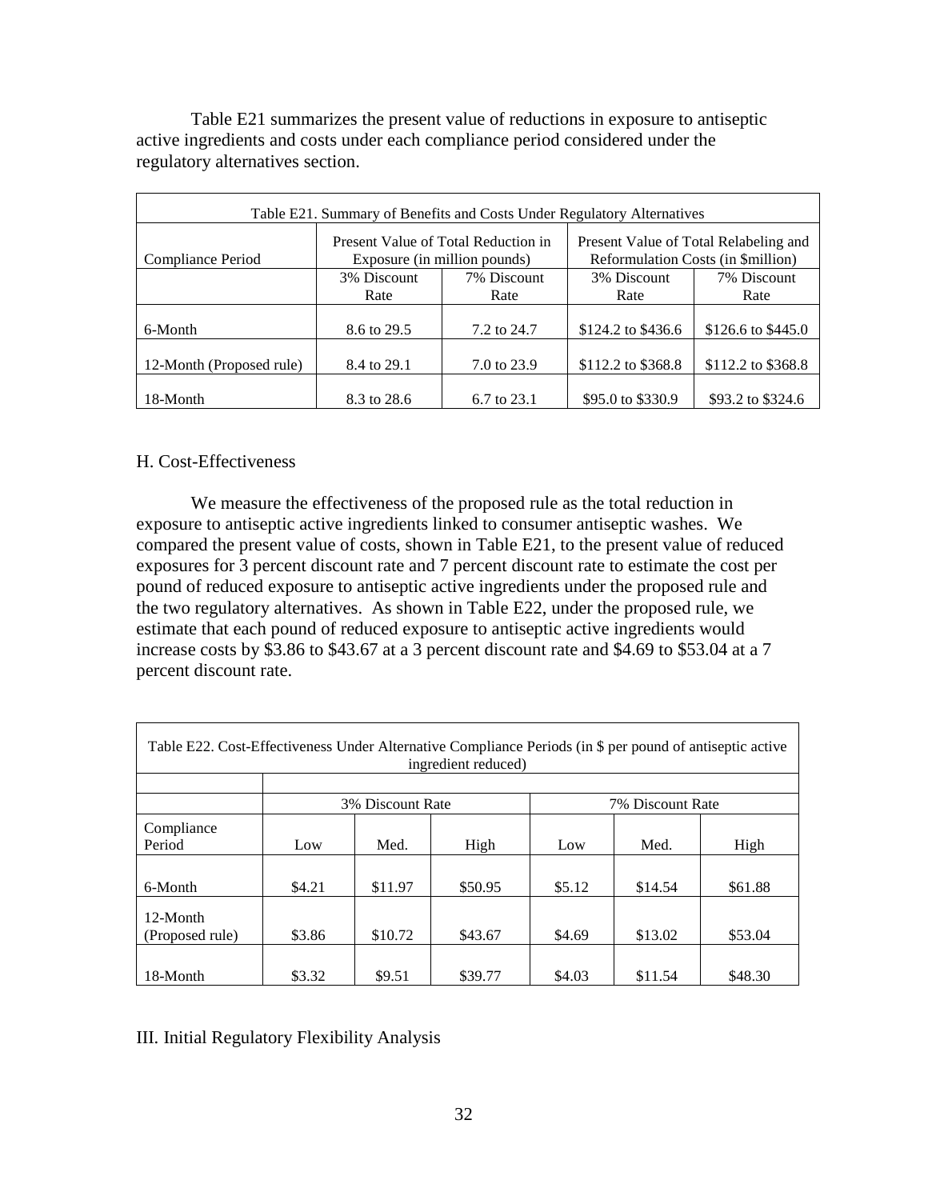Table E21 summarizes the present value of reductions in exposure to antiseptic active ingredients and costs under each compliance period considered under the regulatory alternatives section.

| Table E21. Summary of Benefits and Costs Under Regulatory Alternatives | | | | |
|---|---|---|---|---|
| Compliance Period | Present Value of Total Reduction in Exposure (in million pounds) | | Present Value of Total Relabeling and Reformulation Costs (in $million) | |
| | 3% Discount Rate | 7% Discount Rate | 3% Discount Rate | 7% Discount Rate |
| 6-Month | 8.6 to 29.5 | 7.2 to 24.7 | $124.2 to $436.6 | $126.6 to $445.0 |
| 12-Month (Proposed rule) | 8.4 to 29.1 | 7.0 to 23.9 | $112.2 to $368.8 | $112.2 to $368.8 |
| 18-Month | 8.3 to 28.6 | 6.7 to 23.1 | $95.0 to $330.9 | $93.2 to $324.6 |

## H. Cost-Effectiveness

We measure the effectiveness of the proposed rule as the total reduction in exposure to antiseptic active ingredients linked to consumer antiseptic washes. We compared the present value of costs, shown in Table E21, to the present value of reduced exposures for 3 percent discount rate and 7 percent discount rate to estimate the cost per pound of reduced exposure to antiseptic active ingredients under the proposed rule and the two regulatory alternatives. As shown in Table E22, under the proposed rule, we estimate that each pound of reduced exposure to antiseptic active ingredients would increase costs by $3.86 to $43.67 at a 3 percent discount rate and $4.69 to $53.04 at a 7 percent discount rate.

| Table E22. Cost-Effectiveness Under Alternative Compliance Periods (in $ per pound of antiseptic active ingredient reduced) | | | | | | |
|---|---|---|---|---|---|---|
| | 3% Discount Rate | | | 7% Discount Rate | | |
| Compliance Period | Low | Med. | High | Low | Med. | High |
| 6-Month | $4.21 | $11.97 | $50.95 | $5.12 | $14.54 | $61.88 |
| 12-Month (Proposed rule) | $3.86 | $10.72 | $43.67 | $4.69 | $13.02 | $53.04 |
| 18-Month | $3.32 | $9.51 | $39.77 | $4.03 | $11.54 | $48.30 |

# III. Initial Regulatory Flexibility Analysis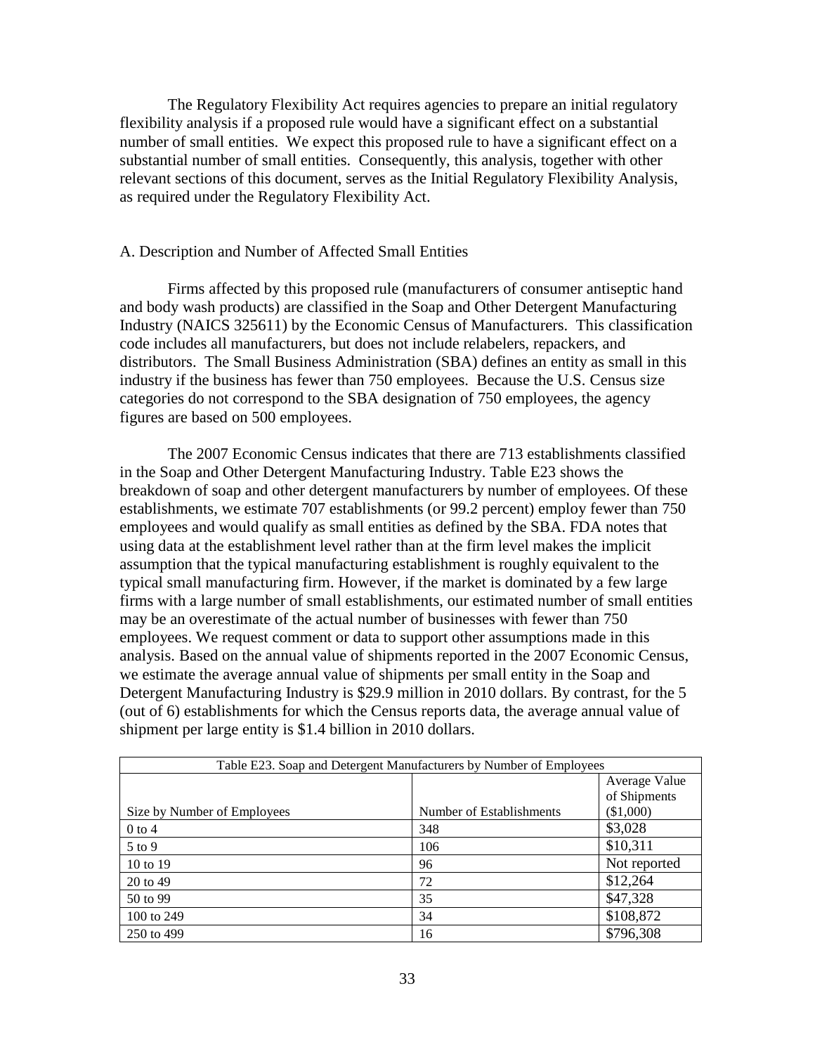The Regulatory Flexibility Act requires agencies to prepare an initial regulatory flexibility analysis if a proposed rule would have a significant effect on a substantial number of small entities. We expect this proposed rule to have a significant effect on a substantial number of small entities. Consequently, this analysis, together with other relevant sections of this document, serves as the Initial Regulatory Flexibility Analysis, as required under the Regulatory Flexibility Act.

A. Description and Number of Affected Small Entities

Firms affected by this proposed rule (manufacturers of consumer antiseptic hand and body wash products) are classified in the Soap and Other Detergent Manufacturing Industry (NAICS 325611) by the Economic Census of Manufacturers. This classification code includes all manufacturers, but does not include relabelers, repackers, and distributors. The Small Business Administration (SBA) defines an entity as small in this industry if the business has fewer than 750 employees. Because the U.S. Census size categories do not correspond to the SBA designation of 750 employees, the agency figures are based on 500 employees.

The 2007 Economic Census indicates that there are 713 establishments classified in the Soap and Other Detergent Manufacturing Industry. Table E23 shows the breakdown of soap and other detergent manufacturers by number of employees. Of these establishments, we estimate 707 establishments (or 99.2 percent) employ fewer than 750 employees and would qualify as small entities as defined by the SBA. FDA notes that using data at the establishment level rather than at the firm level makes the implicit assumption that the typical manufacturing establishment is roughly equivalent to the typical small manufacturing firm. However, if the market is dominated by a few large firms with a large number of small establishments, our estimated number of small entities may be an overestimate of the actual number of businesses with fewer than 750 employees. We request comment or data to support other assumptions made in this analysis. Based on the annual value of shipments reported in the 2007 Economic Census, we estimate the average annual value of shipments per small entity in the Soap and Detergent Manufacturing Industry is $29.9 million in 2010 dollars. By contrast, for the 5 (out of 6) establishments for which the Census reports data, the average annual value of shipment per large entity is $1.4 billion in 2010 dollars.

Table E23. Soap and Detergent Manufacturers by Number of Employees

| Size by Number of Employees | Number of Establishments | Average Value of Shipments ($1,000) |
|---|---|---|
| 0 to 4 | 348 | $3,028 |
| 5 to 9 | 106 | $10,311 |
| 10 to 19 | 96 | Not reported |
| 20 to 49 | 72 | $12,264 |
| 50 to 99 | 35 | $47,328 |
| 100 to 249 | 34 | $108,872 |
| 250 to 499 | 16 | $796,308 |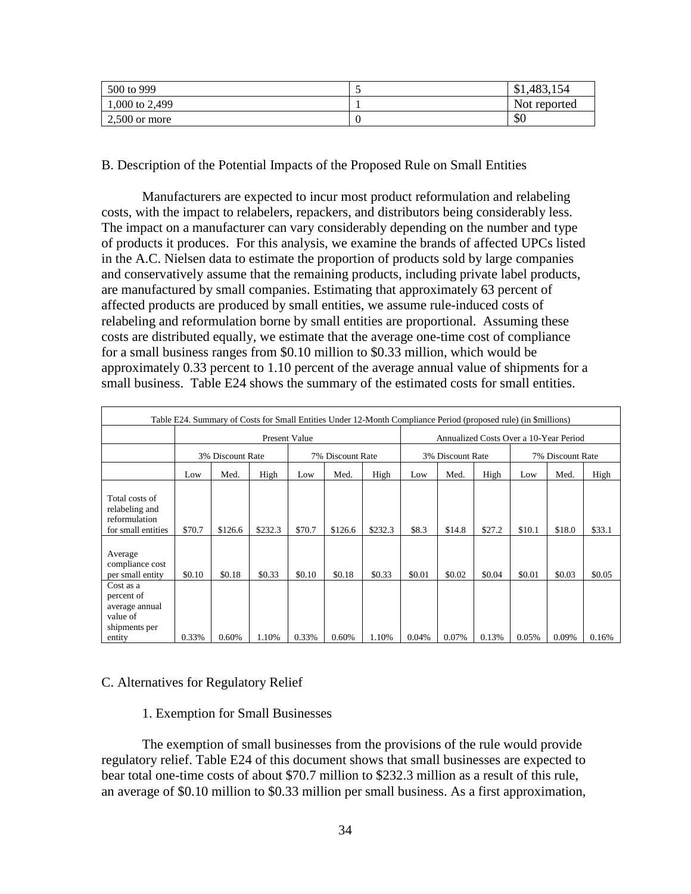| 500 to 999 | 5 | $1,483,154 |
|---|---|---|
| 1,000 to 2,499 | 1 | Not reported |
| 2,500 or more | 0 | $0 |

B. Description of the Potential Impacts of the Proposed Rule on Small Entities

Manufacturers are expected to incur most product reformulation and relabeling costs, with the impact to relabelers, repackers, and distributors being considerably less. The impact on a manufacturer can vary considerably depending on the number and type of products it produces. For this analysis, we examine the brands of affected UPCs listed in the A.C. Nielsen data to estimate the proportion of products sold by large companies and conservatively assume that the remaining products, including private label products, are manufactured by small companies. Estimating that approximately 63 percent of affected products are produced by small entities, we assume rule-induced costs of relabeling and reformulation borne by small entities are proportional. Assuming these costs are distributed equally, we estimate that the average one-time cost of compliance for a small business ranges from $0.10 million to $0.33 million, which would be approximately 0.33 percent to 1.10 percent of the average annual value of shipments for a small business. Table E24 shows the summary of the estimated costs for small entities.

Table E24. Summary of Costs for Small Entities Under 12-Month Compliance Period (proposed rule) (in $millions)

| | Present Value | | | | | | Annualized Costs Over a 10-Year Period | | | | | |
|---|---|---|---|---|---|---|---|---|---|---|---|---|
| | 3% Discount Rate | | | 7% Discount Rate | | | 3% Discount Rate | | | 7% Discount Rate | | |
| | Low | Med. | High | Low | Med. | High | Low | Med. | High | Low | Med. | High |
| Total costs of relabeling and reformulation for small entities | $70.7 | $126.6 | $232.3 | $70.7 | $126.6 | $232.3 | $8.3 | $14.8 | $27.2 | $10.1 | $18.0 | $33.1 |
| Average compliance cost per small entity | $0.10 | $0.18 | $0.33 | $0.10 | $0.18 | $0.33 | $0.01 | $0.02 | $0.04 | $0.01 | $0.03 | $0.05 |
| Cost as a percent of average annual value of shipments per entity | 0.33% | 0.60% | 1.10% | 0.33% | 0.60% | 1.10% | 0.04% | 0.07% | 0.13% | 0.05% | 0.09% | 0.16% |

C. Alternatives for Regulatory Relief

1. Exemption for Small Businesses

The exemption of small businesses from the provisions of the rule would provide regulatory relief. Table E24 of this document shows that small businesses are expected to bear total one-time costs of about $70.7 million to $232.3 million as a result of this rule, an average of $0.10 million to $0.33 million per small business. As a first approximation,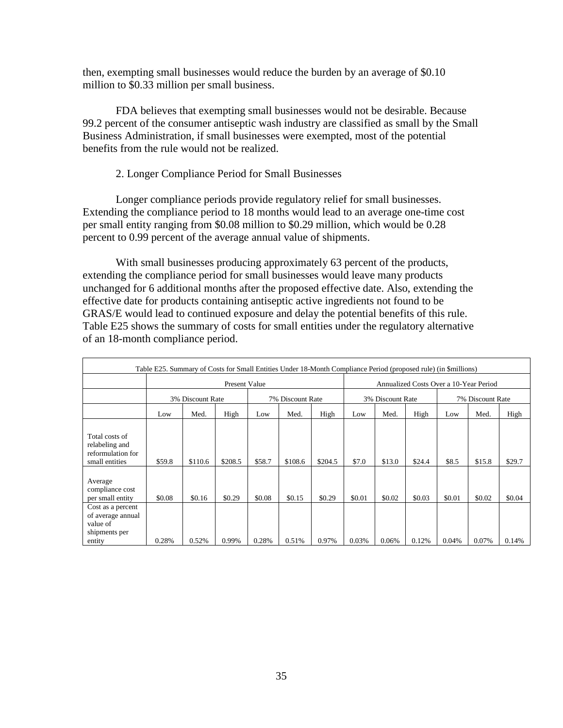then, exempting small businesses would reduce the burden by an average of \$0.10 million to \$0.33 million per small business.

FDA believes that exempting small businesses would not be desirable. Because 99.2 percent of the consumer antiseptic wash industry are classified as small by the Small Business Administration, if small businesses were exempted, most of the potential benefits from the rule would not be realized.

2. Longer Compliance Period for Small Businesses

Longer compliance periods provide regulatory relief for small businesses. Extending the compliance period to 18 months would lead to an average one-time cost per small entity ranging from \$0.08 million to \$0.29 million, which would be 0.28 percent to 0.99 percent of the average annual value of shipments.

With small businesses producing approximately 63 percent of the products, extending the compliance period for small businesses would leave many products unchanged for 6 additional months after the proposed effective date. Also, extending the effective date for products containing antiseptic active ingredients not found to be GRAS/E would lead to continued exposure and delay the potential benefits of this rule. Table E25 shows the summary of costs for small entities under the regulatory alternative of an 18-month compliance period.

Table E25. Summary of Costs for Small Entities Under 18-Month Compliance Period (proposed rule) (in $millions)

| | Present Value | | | | | | Annualized Costs Over a 10-Year Period | | | | | |
|---|---|---|---|---|---|---|---|---|---|---|---|---|
| | 3% Discount Rate | | | 7% Discount Rate | | | 3% Discount Rate | | | 7% Discount Rate | | |
| | Low | Med. | High | Low | Med. | High | Low | Med. | High | Low | Med. | High |
| Total costs of relabeling and reformulation for small entities | $59.8 | $110.6 | $208.5 | $58.7 | $108.6 | $204.5 | $7.0 | $13.0 | $24.4 | $8.5 | $15.8 | $29.7 |
| Average compliance cost per small entity | $0.08 | $0.16 | $0.29 | $0.08 | $0.15 | $0.29 | $0.01 | $0.02 | $0.03 | $0.01 | $0.02 | $0.04 |
| Cost as a percent of average annual value of shipments per entity | 0.28% | 0.52% | 0.99% | 0.28% | 0.51% | 0.97% | 0.03% | 0.06% | 0.12% | 0.04% | 0.07% | 0.14% |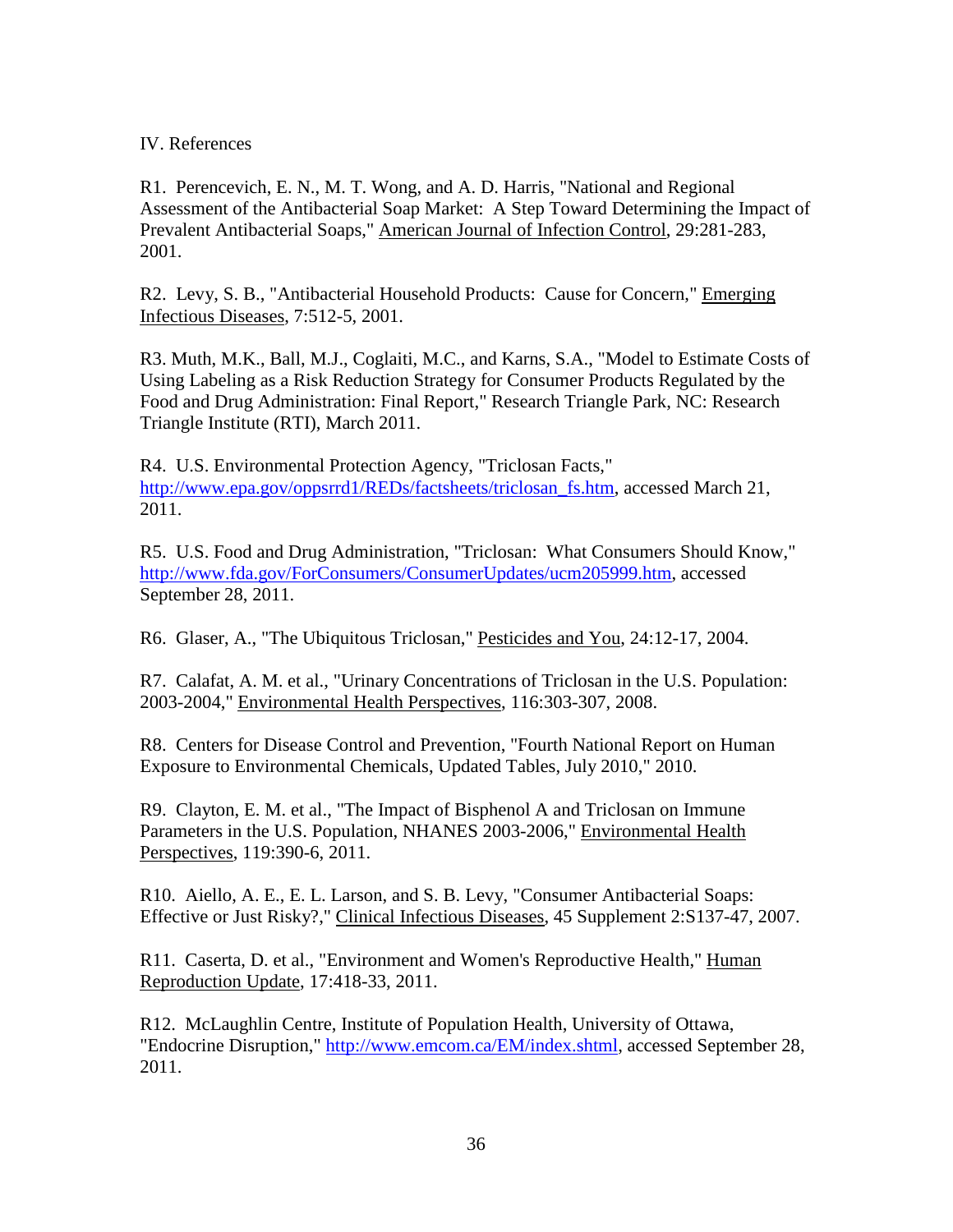## IV. References

R1. Perencevich, E. N., M. T. Wong, and A. D. Harris, "National and Regional Assessment of the Antibacterial Soap Market: A Step Toward Determining the Impact of Prevalent Antibacterial Soaps," American Journal of Infection Control, 29:281-283, 2001.

R2. Levy, S. B., "Antibacterial Household Products: Cause for Concern," Emerging Infectious Diseases, 7:512-5, 2001.

R3. Muth, M.K., Ball, M.J., Coglaiti, M.C., and Karns, S.A., "Model to Estimate Costs of Using Labeling as a Risk Reduction Strategy for Consumer Products Regulated by the Food and Drug Administration: Final Report," Research Triangle Park, NC: Research Triangle Institute (RTI), March 2011.

R4. U.S. Environmental Protection Agency, "Triclosan Facts," http://www.epa.gov/oppsrrd1/REDs/factsheets/triclosan_fs.htm, accessed March 21, 2011.

R5. U.S. Food and Drug Administration, "Triclosan: What Consumers Should Know," http://www.fda.gov/ForConsumers/ConsumerUpdates/ucm205999.htm, accessed September 28, 2011.

R6. Glaser, A., "The Ubiquitous Triclosan," Pesticides and You, 24:12-17, 2004.

R7. Calafat, A. M. et al., "Urinary Concentrations of Triclosan in the U.S. Population: 2003-2004," Environmental Health Perspectives, 116:303-307, 2008.

R8. Centers for Disease Control and Prevention, "Fourth National Report on Human Exposure to Environmental Chemicals, Updated Tables, July 2010," 2010.

R9. Clayton, E. M. et al., "The Impact of Bisphenol A and Triclosan on Immune Parameters in the U.S. Population, NHANES 2003-2006," Environmental Health Perspectives, 119:390-6, 2011.

R10. Aiello, A. E., E. L. Larson, and S. B. Levy, "Consumer Antibacterial Soaps: Effective or Just Risky?," Clinical Infectious Diseases, 45 Supplement 2:S137-47, 2007.

R11. Caserta, D. et al., "Environment and Women's Reproductive Health," Human Reproduction Update, 17:418-33, 2011.

R12. McLaughlin Centre, Institute of Population Health, University of Ottawa, "Endocrine Disruption," http://www.emcom.ca/EM/index.shtml, accessed September 28, 2011.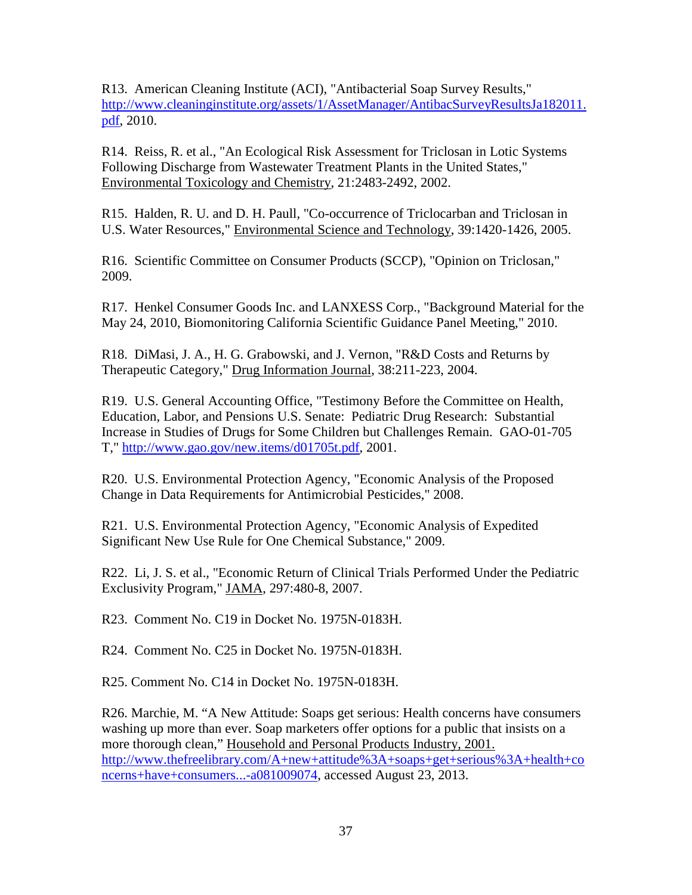R13. American Cleaning Institute (ACI), "Antibacterial Soap Survey Results," http://www.cleaninginstitute.org/assets/1/AssetManager/AntibacSurveyResultsJa182011.pdf, 2010.

R14. Reiss, R. et al., "An Ecological Risk Assessment for Triclosan in Lotic Systems Following Discharge from Wastewater Treatment Plants in the United States," Environmental Toxicology and Chemistry, 21:2483-2492, 2002.

R15. Halden, R. U. and D. H. Paull, "Co-occurrence of Triclocarban and Triclosan in U.S. Water Resources," Environmental Science and Technology, 39:1420-1426, 2005.

R16. Scientific Committee on Consumer Products (SCCP), "Opinion on Triclosan," 2009.

R17. Henkel Consumer Goods Inc. and LANXESS Corp., "Background Material for the May 24, 2010, Biomonitoring California Scientific Guidance Panel Meeting," 2010.

R18. DiMasi, J. A., H. G. Grabowski, and J. Vernon, "R&D Costs and Returns by Therapeutic Category," Drug Information Journal, 38:211-223, 2004.

R19. U.S. General Accounting Office, "Testimony Before the Committee on Health, Education, Labor, and Pensions U.S. Senate: Pediatric Drug Research: Substantial Increase in Studies of Drugs for Some Children but Challenges Remain. GAO-01-705 T," http://www.gao.gov/new.items/d01705t.pdf, 2001.

R20. U.S. Environmental Protection Agency, "Economic Analysis of the Proposed Change in Data Requirements for Antimicrobial Pesticides," 2008.

R21. U.S. Environmental Protection Agency, "Economic Analysis of Expedited Significant New Use Rule for One Chemical Substance," 2009.

R22. Li, J. S. et al., "Economic Return of Clinical Trials Performed Under the Pediatric Exclusivity Program," JAMA, 297:480-8, 2007.

R23. Comment No. C19 in Docket No. 1975N-0183H.

R24. Comment No. C25 in Docket No. 1975N-0183H.

R25. Comment No. C14 in Docket No. 1975N-0183H.

R26. Marchie, M. "A New Attitude: Soaps get serious: Health concerns have consumers washing up more than ever. Soap marketers offer options for a public that insists on a more thorough clean," Household and Personal Products Industry, 2001. http://www.thefreelibrary.com/A+new+attitude%3A+soaps+get+serious%3A+health+concerns+have+consumers...-a081009074, accessed August 23, 2013.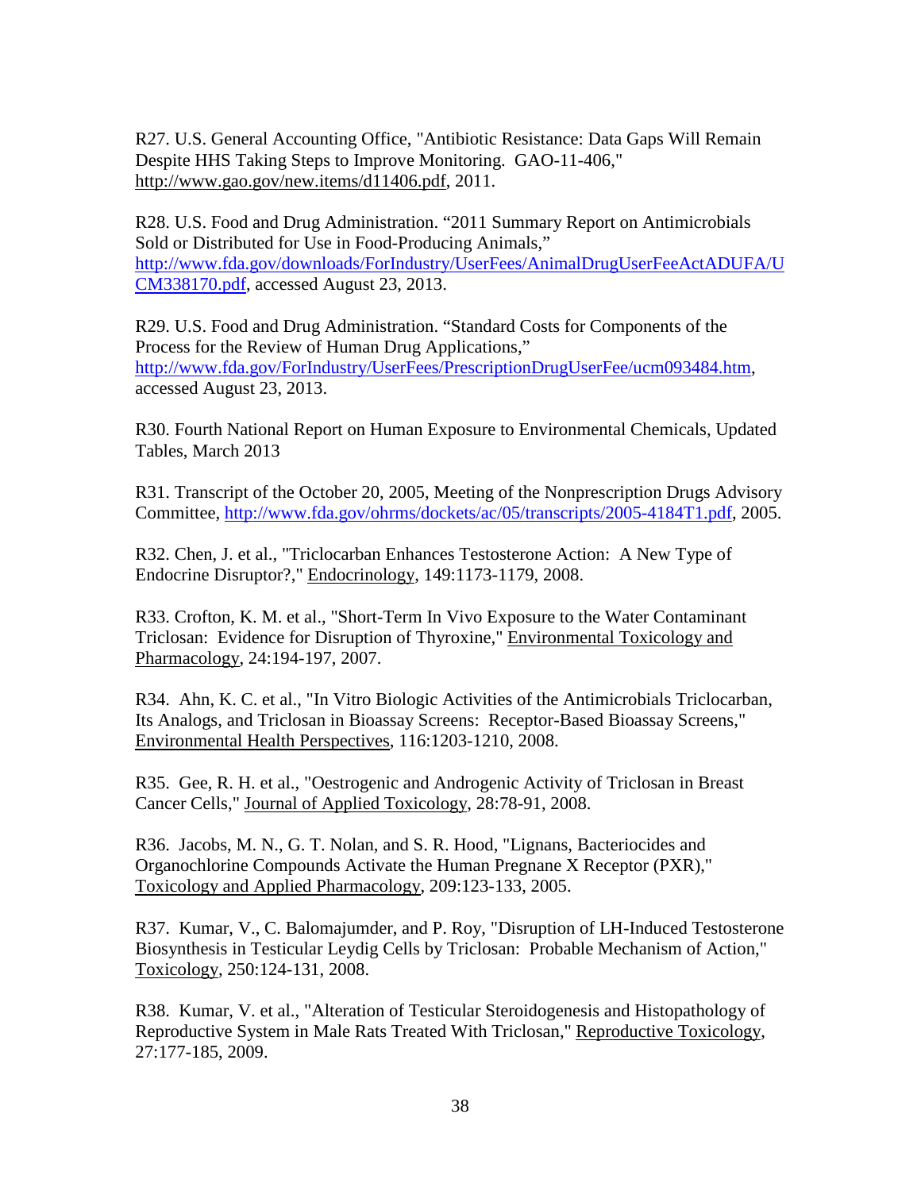R27. U.S. General Accounting Office, "Antibiotic Resistance: Data Gaps Will Remain Despite HHS Taking Steps to Improve Monitoring. GAO-11-406," http://www.gao.gov/new.items/d11406.pdf, 2011.

R28. U.S. Food and Drug Administration. "2011 Summary Report on Antimicrobials Sold or Distributed for Use in Food-Producing Animals," http://www.fda.gov/downloads/ForIndustry/UserFees/AnimalDrugUserFeeActADUFA/UCM338170.pdf, accessed August 23, 2013.

R29. U.S. Food and Drug Administration. "Standard Costs for Components of the Process for the Review of Human Drug Applications," http://www.fda.gov/ForIndustry/UserFees/PrescriptionDrugUserFee/ucm093484.htm, accessed August 23, 2013.

R30. Fourth National Report on Human Exposure to Environmental Chemicals, Updated Tables, March 2013

R31. Transcript of the October 20, 2005, Meeting of the Nonprescription Drugs Advisory Committee, http://www.fda.gov/ohrms/dockets/ac/05/transcripts/2005-4184T1.pdf, 2005.

R32. Chen, J. et al., "Triclocarban Enhances Testosterone Action: A New Type of Endocrine Disruptor?," Endocrinology, 149:1173-1179, 2008.

R33. Crofton, K. M. et al., "Short-Term In Vivo Exposure to the Water Contaminant Triclosan: Evidence for Disruption of Thyroxine," Environmental Toxicology and Pharmacology, 24:194-197, 2007.

R34. Ahn, K. C. et al., "In Vitro Biologic Activities of the Antimicrobials Triclocarban, Its Analogs, and Triclosan in Bioassay Screens: Receptor-Based Bioassay Screens," Environmental Health Perspectives, 116:1203-1210, 2008.

R35. Gee, R. H. et al., "Oestrogenic and Androgenic Activity of Triclosan in Breast Cancer Cells," Journal of Applied Toxicology, 28:78-91, 2008.

R36. Jacobs, M. N., G. T. Nolan, and S. R. Hood, "Lignans, Bacteriocides and Organochlorine Compounds Activate the Human Pregnane X Receptor (PXR)," Toxicology and Applied Pharmacology, 209:123-133, 2005.

R37. Kumar, V., C. Balomajumder, and P. Roy, "Disruption of LH-Induced Testosterone Biosynthesis in Testicular Leydig Cells by Triclosan: Probable Mechanism of Action," Toxicology, 250:124-131, 2008.

R38. Kumar, V. et al., "Alteration of Testicular Steroidogenesis and Histopathology of Reproductive System in Male Rats Treated With Triclosan," Reproductive Toxicology, 27:177-185, 2009.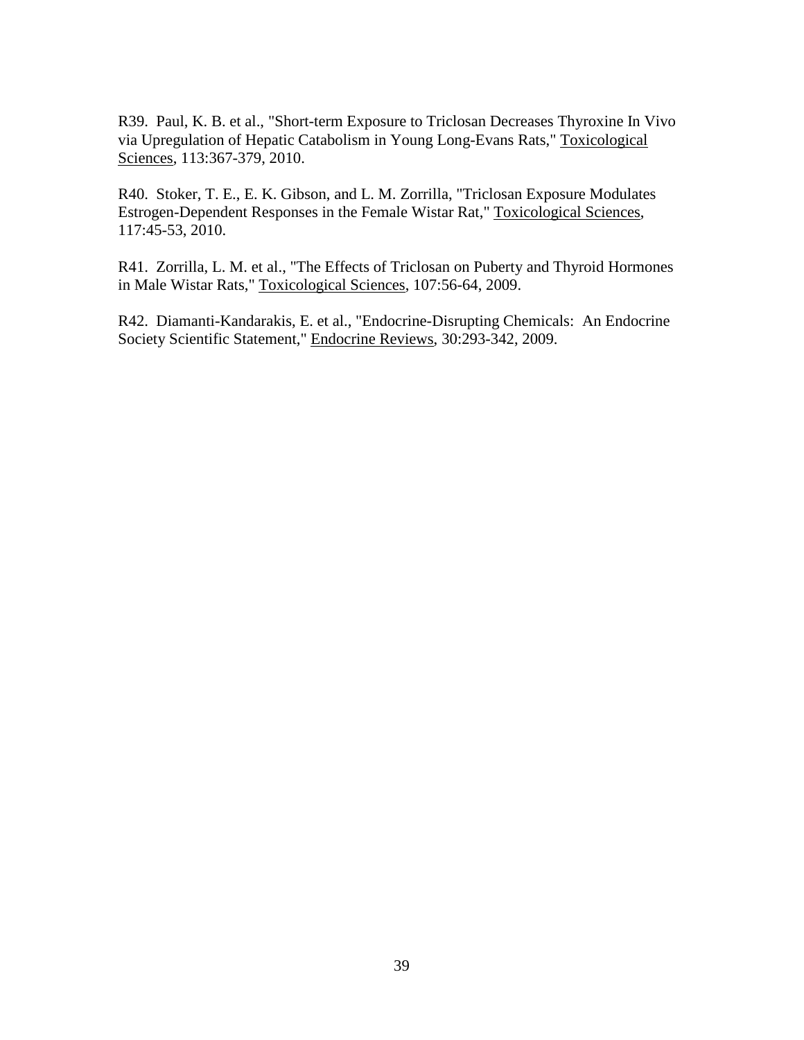R39. Paul, K. B. et al., "Short-term Exposure to Triclosan Decreases Thyroxine In Vivo via Upregulation of Hepatic Catabolism in Young Long-Evans Rats," Toxicological Sciences, 113:367-379, 2010.

R40. Stoker, T. E., E. K. Gibson, and L. M. Zorrilla, "Triclosan Exposure Modulates Estrogen-Dependent Responses in the Female Wistar Rat," Toxicological Sciences, 117:45-53, 2010.

R41. Zorrilla, L. M. et al., "The Effects of Triclosan on Puberty and Thyroid Hormones in Male Wistar Rats," Toxicological Sciences, 107:56-64, 2009.

R42. Diamanti-Kandarakis, E. et al., "Endocrine-Disrupting Chemicals: An Endocrine Society Scientific Statement," Endocrine Reviews, 30:293-342, 2009.